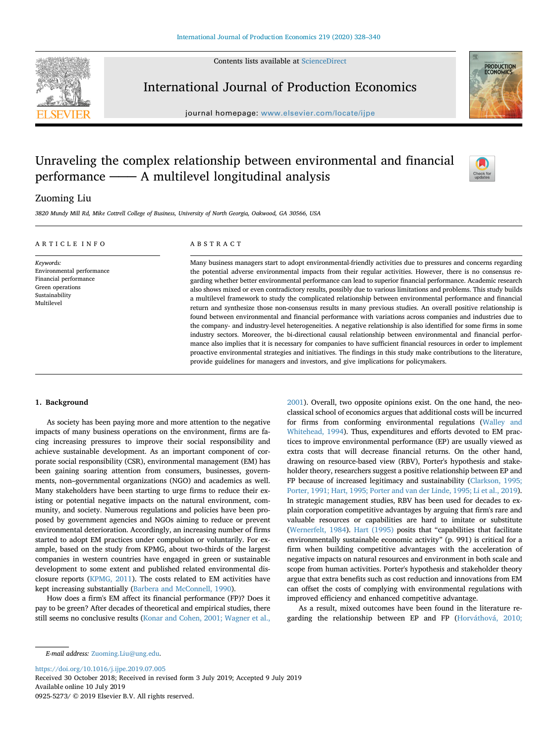# Unraveling the complex relationship between environmental and financial performance —— A multilevel longitudinal analysis

Zuoming Liu

*3820 Mundy Mill Rd, Mike Cottrell College of Business, University of North Georgia, Oakwood, GA 30566, USA*

## ARTICLE INFO

*Keywords:*
Environmental performance
Financial performance
Green operations
Sustainability
Multilevel

## ABSTRACT

Many business managers start to adopt environmental-friendly activities due to pressures and concerns regarding the potential adverse environmental impacts from their regular activities. However, there is no consensus regarding whether better environmental performance can lead to superior financial performance. Academic research also shows mixed or even contradictory results, possibly due to various limitations and problems. This study builds a multilevel framework to study the complicated relationship between environmental performance and financial return and synthesize those non-consensus results in many previous studies. An overall positive relationship is found between environmental and financial performance with variations across companies and industries due to the company- and industry-level heterogeneities. A negative relationship is also identified for some firms in some industry sectors. Moreover, the bi-directional causal relationship between environmental and financial performance also implies that it is necessary for companies to have sufficient financial resources in order to implement proactive environmental strategies and initiatives. The findings in this study make contributions to the literature, provide guidelines for managers and investors, and give implications for policymakers.

## 1. Background

As society has been paying more and more attention to the negative impacts of many business operations on the environment, firms are facing increasing pressures to improve their social responsibility and achieve sustainable development. As an important component of corporate social responsibility (CSR), environmental management (EM) has been gaining soaring attention from consumers, businesses, governments, non–governmental organizations (NGO) and academics as well. Many stakeholders have been starting to urge firms to reduce their existing or potential negative impacts on the natural environment, community, and society. Numerous regulations and policies have been proposed by government agencies and NGOs aiming to reduce or prevent environmental deterioration. Accordingly, an increasing number of firms started to adopt EM practices under compulsion or voluntarily. For example, based on the study from KPMG, about two-thirds of the largest companies in western countries have engaged in green or sustainable development to some extent and published related environmental disclosure reports (KPMG, 2011). The costs related to EM activities have kept increasing substantially (Barbera and McConnell, 1990).

How does a firm's EM affect its financial performance (FP)? Does it pay to be green? After decades of theoretical and empirical studies, there still seems no conclusive results (Konar and Cohen, 2001; Wagner et al., 2001). Overall, two opposite opinions exist. On the one hand, the neoclassical school of economics argues that additional costs will be incurred for firms from conforming environmental regulations (Walley and Whitehead, 1994). Thus, expenditures and efforts devoted to EM practices to improve environmental performance (EP) are usually viewed as extra costs that will decrease financial returns. On the other hand, drawing on resource-based view (RBV), Porter's hypothesis and stakeholder theory, researchers suggest a positive relationship between EP and FP because of increased legitimacy and sustainability (Clarkson, 1995; Porter, 1991; Hart, 1995; Porter and van der Linde, 1995; Li et al., 2019). In strategic management studies, RBV has been used for decades to explain corporation competitive advantages by arguing that firm's rare and valuable resources or capabilities are hard to imitate or substitute (Wernerfelt, 1984). Hart (1995) posits that "capabilities that facilitate environmentally sustainable economic activity" (p. 991) is critical for a firm when building competitive advantages with the acceleration of negative impacts on natural resources and environment in both scale and scope from human activities. Porter's hypothesis and stakeholder theory argue that extra benefits such as cost reduction and innovations from EM can offset the costs of complying with environmental regulations with improved efficiency and enhanced competitive advantage.

As a result, mixed outcomes have been found in the literature regarding the relationship between EP and FP (Horváthová, 2010;

E-mail address: Zuoming.Liu@ung.edu.

https://doi.org/10.1016/j.ijpe.2019.07.005
Received 30 October 2018; Received in revised form 3 July 2019; Accepted 9 July 2019
Available online 10 July 2019
0925-5273/ © 2019 Elsevier B.V. All rights reserved.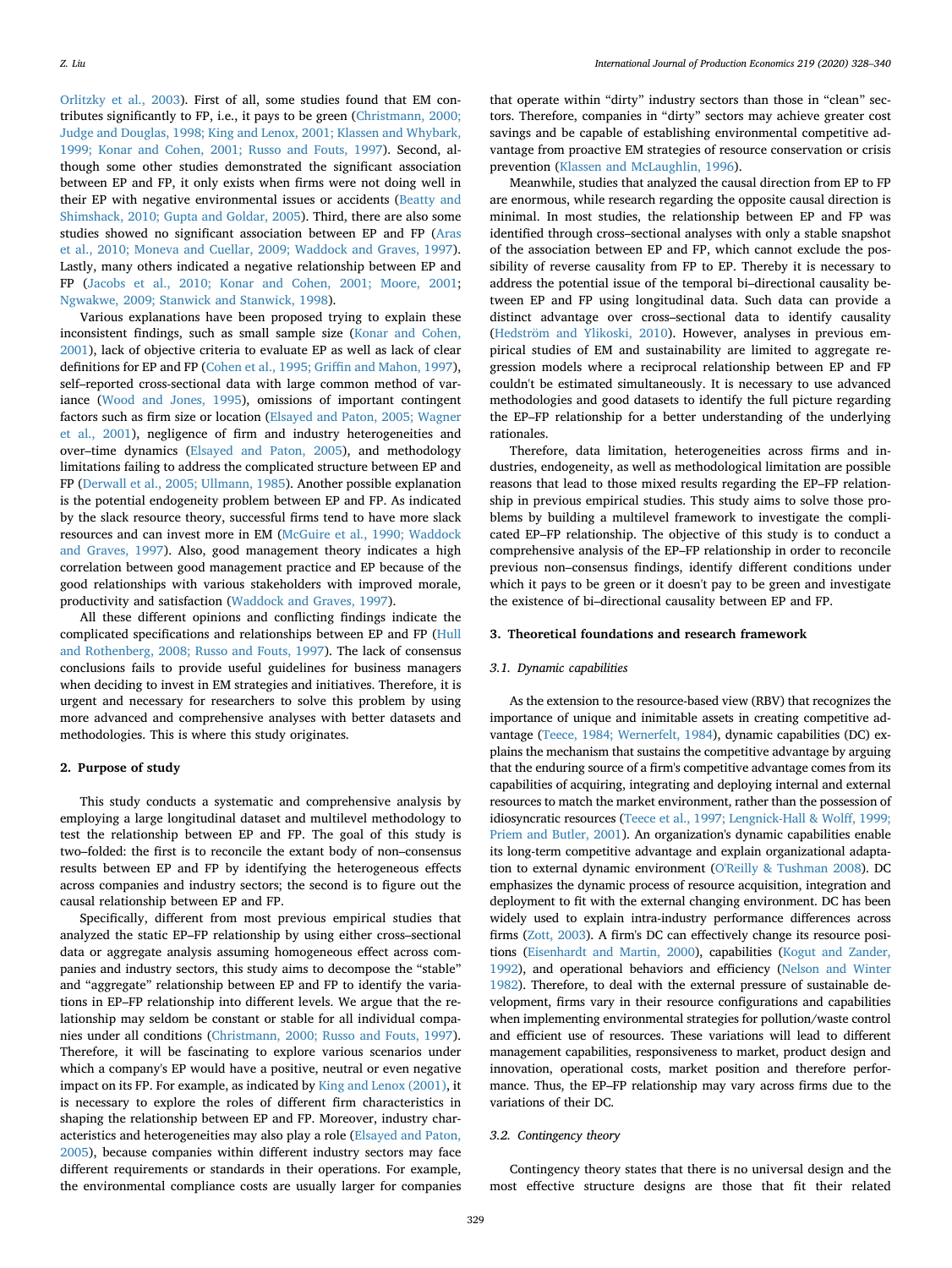Orlitzky et al., 2003). First of all, some studies found that EM contributes significantly to FP, i.e., it pays to be green (Christmann, 2000; Judge and Douglas, 1998; King and Lenox, 2001; Klassen and Whybark, 1999; Konar and Cohen, 2001; Russo and Fouts, 1997). Second, although some other studies demonstrated the significant association between EP and FP, it only exists when firms were not doing well in their EP with negative environmental issues or accidents (Beatty and Shimshack, 2010; Gupta and Goldar, 2005). Third, there are also some studies showed no significant association between EP and FP (Aras et al., 2010; Moneva and Cuellar, 2009; Waddock and Graves, 1997). Lastly, many others indicated a negative relationship between EP and FP (Jacobs et al., 2010; Konar and Cohen, 2001; Moore, 2001; Ngwakwe, 2009; Stanwick and Stanwick, 1998).

Various explanations have been proposed trying to explain these inconsistent findings, such as small sample size (Konar and Cohen, 2001), lack of objective criteria to evaluate EP as well as lack of clear definitions for EP and FP (Cohen et al., 1995; Griffin and Mahon, 1997), self–reported cross-sectional data with large common method of variance (Wood and Jones, 1995), omissions of important contingent factors such as firm size or location (Elsayed and Paton, 2005; Wagner et al., 2001), negligence of firm and industry heterogeneities and over–time dynamics (Elsayed and Paton, 2005), and methodology limitations failing to address the complicated structure between EP and FP (Derwall et al., 2005; Ullmann, 1985). Another possible explanation is the potential endogeneity problem between EP and FP. As indicated by the slack resource theory, successful firms tend to have more slack resources and can invest more in EM (McGuire et al., 1990; Waddock and Graves, 1997). Also, good management theory indicates a high correlation between good management practice and EP because of the good relationships with various stakeholders with improved morale, productivity and satisfaction (Waddock and Graves, 1997).

All these different opinions and conflicting findings indicate the complicated specifications and relationships between EP and FP (Hull and Rothenberg, 2008; Russo and Fouts, 1997). The lack of consensus conclusions fails to provide useful guidelines for business managers when deciding to invest in EM strategies and initiatives. Therefore, it is urgent and necessary for researchers to solve this problem by using more advanced and comprehensive analyses with better datasets and methodologies. This is where this study originates.

## 2. Purpose of study

This study conducts a systematic and comprehensive analysis by employing a large longitudinal dataset and multilevel methodology to test the relationship between EP and FP. The goal of this study is two–folded: the first is to reconcile the extant body of non–consensus results between EP and FP by identifying the heterogeneous effects across companies and industry sectors; the second is to figure out the causal relationship between EP and FP.

Specifically, different from most previous empirical studies that analyzed the static EP–FP relationship by using either cross–sectional data or aggregate analysis assuming homogeneous effect across companies and industry sectors, this study aims to decompose the "stable" and "aggregate" relationship between EP and FP to identify the variations in EP–FP relationship into different levels. We argue that the relationship may seldom be constant or stable for all individual companies under all conditions (Christmann, 2000; Russo and Fouts, 1997). Therefore, it will be fascinating to explore various scenarios under which a company's EP would have a positive, neutral or even negative impact on its FP. For example, as indicated by King and Lenox (2001), it is necessary to explore the roles of different firm characteristics in shaping the relationship between EP and FP. Moreover, industry characteristics and heterogeneities may also play a role (Elsayed and Paton, 2005), because companies within different industry sectors may face different requirements or standards in their operations. For example, the environmental compliance costs are usually larger for companies that operate within "dirty" industry sectors than those in "clean" sectors. Therefore, companies in "dirty" sectors may achieve greater cost savings and be capable of establishing environmental competitive advantage from proactive EM strategies of resource conservation or crisis prevention (Klassen and McLaughlin, 1996).

Meanwhile, studies that analyzed the causal direction from EP to FP are enormous, while research regarding the opposite causal direction is minimal. In most studies, the relationship between EP and FP was identified through cross–sectional analyses with only a stable snapshot of the association between EP and FP, which cannot exclude the possibility of reverse causality from FP to EP. Thereby it is necessary to address the potential issue of the temporal bi–directional causality between EP and FP using longitudinal data. Such data can provide a distinct advantage over cross–sectional data to identify causality (Hedström and Ylikoski, 2010). However, analyses in previous empirical studies of EM and sustainability are limited to aggregate regression models where a reciprocal relationship between EP and FP couldn't be estimated simultaneously. It is necessary to use advanced methodologies and good datasets to identify the full picture regarding the EP–FP relationship for a better understanding of the underlying rationales.

Therefore, data limitation, heterogeneities across firms and industries, endogeneity, as well as methodological limitation are possible reasons that lead to those mixed results regarding the EP–FP relationship in previous empirical studies. This study aims to solve those problems by building a multilevel framework to investigate the complicated EP–FP relationship. The objective of this study is to conduct a comprehensive analysis of the EP–FP relationship in order to reconcile previous non–consensus findings, identify different conditions under which it pays to be green or it doesn't pay to be green and investigate the existence of bi–directional causality between EP and FP.

## 3. Theoretical foundations and research framework

### 3.1. Dynamic capabilities

As the extension to the resource-based view (RBV) that recognizes the importance of unique and inimitable assets in creating competitive advantage (Teece, 1984; Wernerfelt, 1984), dynamic capabilities (DC) explains the mechanism that sustains the competitive advantage by arguing that the enduring source of a firm's competitive advantage comes from its capabilities of acquiring, integrating and deploying internal and external resources to match the market environment, rather than the possession of idiosyncratic resources (Teece et al., 1997; Lengnick-Hall & Wolff, 1999; Priem and Butler, 2001). An organization's dynamic capabilities enable its long-term competitive advantage and explain organizational adaptation to external dynamic environment (O'Reilly & Tushman 2008). DC emphasizes the dynamic process of resource acquisition, integration and deployment to fit with the external changing environment. DC has been widely used to explain intra-industry performance differences across firms (Zott, 2003). A firm's DC can effectively change its resource positions (Eisenhardt and Martin, 2000), capabilities (Kogut and Zander, 1992), and operational behaviors and efficiency (Nelson and Winter 1982). Therefore, to deal with the external pressure of sustainable development, firms vary in their resource configurations and capabilities when implementing environmental strategies for pollution/waste control and efficient use of resources. These variations will lead to different management capabilities, responsiveness to market, product design and innovation, operational costs, market position and therefore performance. Thus, the EP–FP relationship may vary across firms due to the variations of their DC.

### 3.2. Contingency theory

Contingency theory states that there is no universal design and the most effective structure designs are those that fit their related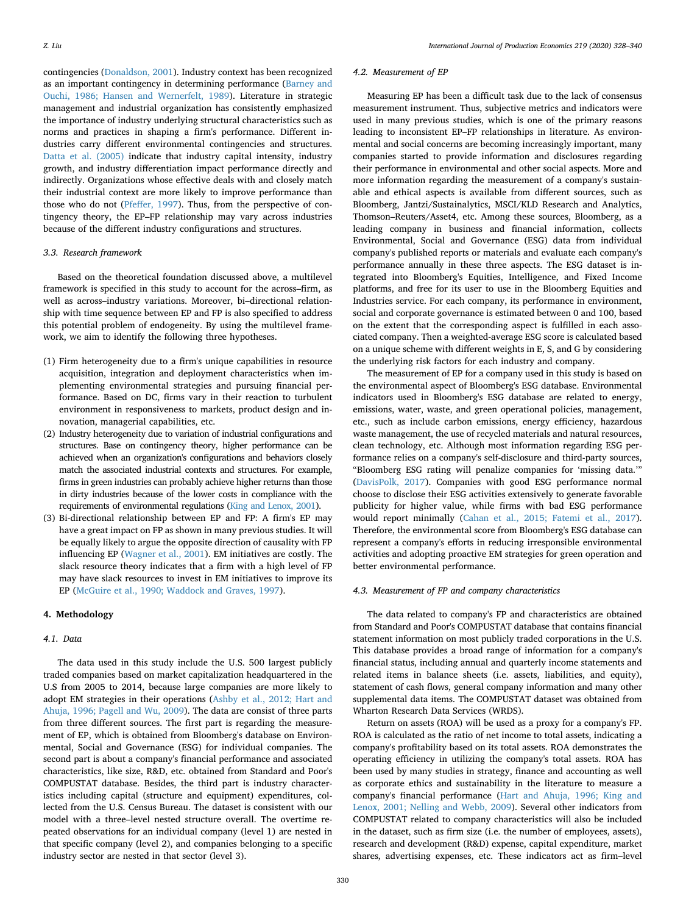contingencies (Donaldson, 2001). Industry context has been recognized as an important contingency in determining performance (Barney and Ouchi, 1986; Hansen and Wernerfelt, 1989). Literature in strategic management and industrial organization has consistently emphasized the importance of industry underlying structural characteristics such as norms and practices in shaping a firm's performance. Different industries carry different environmental contingencies and structures. Datta et al. (2005) indicate that industry capital intensity, industry growth, and industry differentiation impact performance directly and indirectly. Organizations whose effective deals with and closely match their industrial context are more likely to improve performance than those who do not (Pfeffer, 1997). Thus, from the perspective of contingency theory, the EP–FP relationship may vary across industries because of the different industry configurations and structures.

### 3.3. Research framework

Based on the theoretical foundation discussed above, a multilevel framework is specified in this study to account for the across–firm, as well as across–industry variations. Moreover, bi–directional relationship with time sequence between EP and FP is also specified to address this potential problem of endogeneity. By using the multilevel framework, we aim to identify the following three hypotheses.

(1) Firm heterogeneity due to a firm's unique capabilities in resource acquisition, integration and deployment characteristics when implementing environmental strategies and pursuing financial performance. Based on DC, firms vary in their reaction to turbulent environment in responsiveness to markets, product design and innovation, managerial capabilities, etc.
(2) Industry heterogeneity due to variation of industrial configurations and structures. Base on contingency theory, higher performance can be achieved when an organization's configurations and behaviors closely match the associated industrial contexts and structures. For example, firms in green industries can probably achieve higher returns than those in dirty industries because of the lower costs in compliance with the requirements of environmental regulations (King and Lenox, 2001).
(3) Bi-directional relationship between EP and FP: A firm's EP may have a great impact on FP as shown in many previous studies. It will be equally likely to argue the opposite direction of causality with FP influencing EP (Wagner et al., 2001). EM initiatives are costly. The slack resource theory indicates that a firm with a high level of FP may have slack resources to invest in EM initiatives to improve its EP (McGuire et al., 1990; Waddock and Graves, 1997).

## 4. Methodology

### 4.1. Data

The data used in this study include the U.S. 500 largest publicly traded companies based on market capitalization headquartered in the U.S from 2005 to 2014, because large companies are more likely to adopt EM strategies in their operations (Ashby et al., 2012; Hart and Ahuja, 1996; Pagell and Wu, 2009). The data are consist of three parts from three different sources. The first part is regarding the measurement of EP, which is obtained from Bloomberg's database on Environmental, Social and Governance (ESG) for individual companies. The second part is about a company's financial performance and associated characteristics, like size, R&D, etc. obtained from Standard and Poor's COMPUSTAT database. Besides, the third part is industry characteristics including capital (structure and equipment) expenditures, collected from the U.S. Census Bureau. The dataset is consistent with our model with a three–level nested structure overall. The overtime repeated observations for an individual company (level 1) are nested in that specific company (level 2), and companies belonging to a specific industry sector are nested in that sector (level 3).

### 4.2. Measurement of EP

Measuring EP has been a difficult task due to the lack of consensus measurement instrument. Thus, subjective metrics and indicators were used in many previous studies, which is one of the primary reasons leading to inconsistent EP–FP relationships in literature. As environmental and social concerns are becoming increasingly important, many companies started to provide information and disclosures regarding their performance in environmental and other social aspects. More and more information regarding the measurement of a company's sustainable and ethical aspects is available from different sources, such as Bloomberg, Jantzi/Sustainalytics, MSCI/KLD Research and Analytics, Thomson–Reuters/Asset4, etc. Among these sources, Bloomberg, as a leading company in business and financial information, collects Environmental, Social and Governance (ESG) data from individual company's published reports or materials and evaluate each company's performance annually in these three aspects. The ESG dataset is integrated into Bloomberg's Equities, Intelligence, and Fixed Income platforms, and free for its user to use in the Bloomberg Equities and Industries service. For each company, its performance in environment, social and corporate governance is estimated between 0 and 100, based on the extent that the corresponding aspect is fulfilled in each associated company. Then a weighted-average ESG score is calculated based on a unique scheme with different weights in E, S, and G by considering the underlying risk factors for each industry and company.

The measurement of EP for a company used in this study is based on the environmental aspect of Bloomberg's ESG database. Environmental indicators used in Bloomberg's ESG database are related to energy, emissions, water, waste, and green operational policies, management, etc., such as include carbon emissions, energy efficiency, hazardous waste management, the use of recycled materials and natural resources, clean technology, etc. Although most information regarding ESG performance relies on a company's self-disclosure and third-party sources, "Bloomberg ESG rating will penalize companies for 'missing data.'" (DavisPolk, 2017). Companies with good ESG performance normal choose to disclose their ESG activities extensively to generate favorable publicity for higher value, while firms with bad ESG performance would report minimally (Cahan et al., 2015; Fatemi et al., 2017). Therefore, the environmental score from Bloomberg's ESG database can represent a company's efforts in reducing irresponsible environmental activities and adopting proactive EM strategies for green operation and better environmental performance.

### 4.3. Measurement of FP and company characteristics

The data related to company's FP and characteristics are obtained from Standard and Poor's COMPUSTAT database that contains financial statement information on most publicly traded corporations in the U.S. This database provides a broad range of information for a company's financial status, including annual and quarterly income statements and related items in balance sheets (i.e. assets, liabilities, and equity), statement of cash flows, general company information and many other supplemental data items. The COMPUSTAT dataset was obtained from Wharton Research Data Services (WRDS).

Return on assets (ROA) will be used as a proxy for a company's FP. ROA is calculated as the ratio of net income to total assets, indicating a company's profitability based on its total assets. ROA demonstrates the operating efficiency in utilizing the company's total assets. ROA has been used by many studies in strategy, finance and accounting as well as corporate ethics and sustainability in the literature to measure a company's financial performance (Hart and Ahuja, 1996; King and Lenox, 2001; Nelling and Webb, 2009). Several other indicators from COMPUSTAT related to company characteristics will also be included in the dataset, such as firm size (i.e. the number of employees, assets), research and development (R&D) expense, capital expenditure, market shares, advertising expenses, etc. These indicators act as firm–level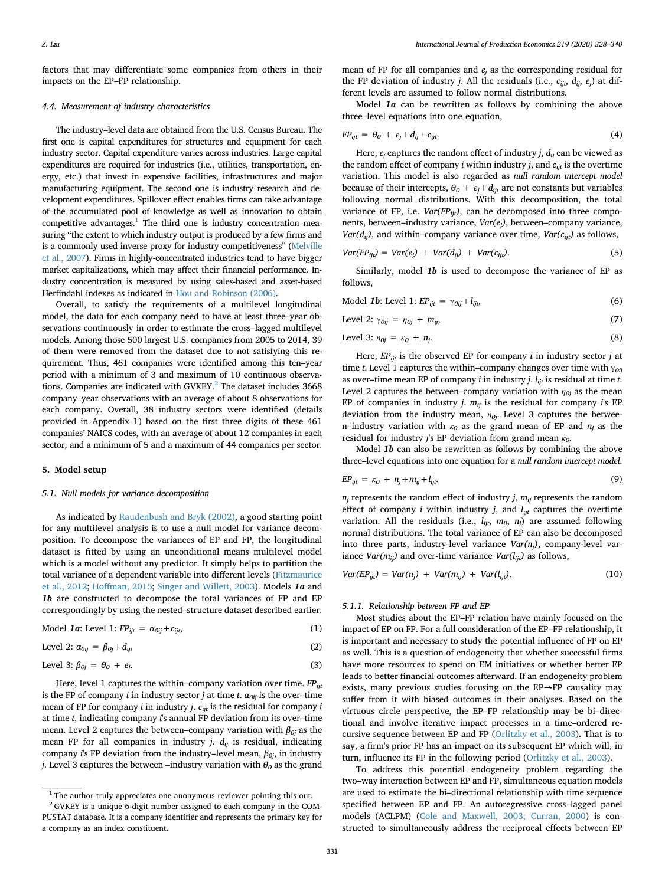factors that may differentiate some companies from others in their impacts on the EP–FP relationship.

### 4.4. Measurement of industry characteristics

The industry–level data are obtained from the U.S. Census Bureau. The first one is capital expenditures for structures and equipment for each industry sector. Capital expenditure varies across industries. Large capital expenditures are required for industries (i.e., utilities, transportation, energy, etc.) that invest in expensive facilities, infrastructures and major manufacturing equipment. The second one is industry research and development expenditures. Spillover effect enables firms can take advantage of the accumulated pool of knowledge as well as innovation to obtain competitive advantages.[1] The third one is industry concentration measuring "the extent to which industry output is produced by a few firms and is a commonly used inverse proxy for industry competitiveness" (Melville et al., 2007). Firms in highly-concentrated industries tend to have bigger market capitalizations, which may affect their financial performance. Industry concentration is measured by using sales-based and asset-based Herfindahl indexes as indicated in Hou and Robinson (2006).

Overall, to satisfy the requirements of a multilevel longitudinal model, the data for each company need to have at least three–year observations continuously in order to estimate the cross–lagged multilevel models. Among those 500 largest U.S. companies from 2005 to 2014, 39 of them were removed from the dataset due to not satisfying this requirement. Thus, 461 companies were identified among this ten–year period with a minimum of 3 and maximum of 10 continuous observations. Companies are indicated with GVKEY.[2] The dataset includes 3668 company–year observations with an average of about 8 observations for each company. Overall, 38 industry sectors were identified (details provided in Appendix 1) based on the first three digits of these 461 companies' NAICS codes, with an average of about 12 companies in each sector, and a minimum of 5 and a maximum of 44 companies per sector.

## 5. Model setup

### 5.1. Null models for variance decomposition

As indicated by Raudenbush and Bryk (2002), a good starting point for any multilevel analysis is to use a null model for variance decomposition. To decompose the variances of EP and FP, the longitudinal dataset is fitted by using an unconditional means multilevel model which is a model without any predictor. It simply helps to partition the total variance of a dependent variable into different levels (Fitzmaurice et al., 2012; Hoffman, 2015; Singer and Willett, 2003). Models ***1a*** and ***1b*** are constructed to decompose the total variances of FP and EP correspondingly by using the nested–structure dataset described earlier.

Model ***1a***: Level 1: $FP_{ijt} = \alpha_{0ij} + c_{ijt}$, (1)

Level 2: $\alpha_{0ij} = \beta_{0j} + d_{ij}$, (2)

Level 3: $\beta_{0j} = \theta_0 + e_j$. (3)

Here, level 1 captures the within–company variation over time. $FP_{ijt}$ is the FP of company $i$ in industry sector $j$ at time $t$. $\alpha_{0ij}$ is the over–time mean of FP for company $i$ in industry $j$. $c_{ijt}$ is the residual for company $i$ at time $t$, indicating company $i$'s annual FP deviation from its over–time mean. Level 2 captures the between–company variation with $\beta_{0j}$ as the mean FP for all companies in industry $j$. $d_{ij}$ is residual, indicating company $i$'s FP deviation from the industry–level mean, $\beta_{0j}$, in industry $j$. Level 3 captures the between –industry variation with $\theta_0$ as the grand mean of FP for all companies and $e_j$ as the corresponding residual for the FP deviation of industry $j$. All the residuals (i.e., $c_{ijt}$, $d_{ij}$, $e_j$) at different levels are assumed to follow normal distributions.

Model ***1a*** can be rewritten as follows by combining the above three–level equations into one equation,

$$FP_{ijt} = \theta_0 + e_j + d_{ij} + c_{ijt}. \tag{4}$$

Here, $e_j$ captures the random effect of industry $j$, $d_{ij}$ can be viewed as the random effect of company $i$ within industry $j$, and $c_{ijt}$ is the overtime variation. This model is also regarded as *null random intercept model* because of their intercepts, $\theta_0 + e_j + d_{ij}$, are not constants but variables following normal distributions. With this decomposition, the total variance of FP, i.e. $Var(FP_{ijt})$, can be decomposed into three components, between–industry variance, $Var(e_j)$, between–company variance, $Var(d_{ij})$, and within–company variance over time, $Var(c_{ijt})$ as follows,

$$Var(FP_{ijt}) = Var(e_j) + Var(d_{ij}) + Var(c_{ijt}). \tag{5}$$

Similarly, model ***1b*** is used to decompose the variance of EP as follows,

Model ***1b***: Level 1: $EP_{ijt} = \gamma_{0ij} + l_{ijt}$, (6)

Level 2: $\gamma_{0ij} = \eta_{0j} + m_{ij}$, (7)

Level 3: $\eta_{0j} = \kappa_0 + n_j$. (8)

Here, $EP_{ijt}$ is the observed EP for company $i$ in industry sector $j$ at time $t$. Level 1 captures the within–company changes over time with $\gamma_{0ij}$ as over–time mean EP of company $i$ in industry $j$. $l_{ijt}$ is residual at time $t$. Level 2 captures the between–company variation with $\eta_{0j}$ as the mean EP of companies in industry $j$. $m_{ij}$ is the residual for company $i$'s EP deviation from the industry mean, $\eta_{0j}$. Level 3 captures the between-industry variation with $\kappa_0$ as the grand mean of EP and $n_j$ as the residual for industry $j$'s EP deviation from grand mean $\kappa_0$.

Model ***1b*** can also be rewritten as follows by combining the above three–level equations into one equation for a *null random intercept model*.

$$EP_{ijt} = \kappa_0 + n_j + m_{ij} + l_{ijt}. \tag{9}$$

$n_j$ represents the random effect of industry $j$, $m_{ij}$ represents the random effect of company $i$ within industry $j$, and $l_{ijt}$ captures the overtime variation. All the residuals (i.e., $l_{ijt}$, $m_{ij}$, $n_j$) are assumed following normal distributions. The total variance of EP can also be decomposed into three parts, industry-level variance $Var(n_j)$, company-level variance $Var(m_{ij})$ and over-time variance $Var(l_{ijt})$ as follows,

$$Var(EP_{ijt}) = Var(n_j) + Var(m_{ij}) + Var(l_{ijt}). \tag{10}$$

#### 5.1.1. Relationship between FP and EP

Most studies about the EP–FP relation have mainly focused on the impact of EP on FP. For a full consideration of the EP–FP relationship, it is important and necessary to study the potential influence of FP on EP as well. This is a question of endogeneity that whether successful firms have more resources to spend on EM initiatives or whether better EP leads to better financial outcomes afterward. If an endogeneity problem exists, many previous studies focusing on the EP→FP causality may suffer from it with biased outcomes in their analyses. Based on the virtuous circle perspective, the EP–FP relationship may be bi–directional and involve iterative impact processes in a time–ordered recursive sequence between EP and FP (Orlitzky et al., 2003). That is to say, a firm's prior FP has an impact on its subsequent EP which will, in turn, influence its FP in the following period (Orlitzky et al., 2003).

To address this potential endogeneity problem regarding the two–way interaction between EP and FP, simultaneous equation models are used to estimate the bi–directional relationship with time sequence specified between EP and FP. An autoregressive cross–lagged panel models (ACLPM) (Cole and Maxwell, 2003; Curran, 2000) is constructed to simultaneously address the reciprocal effects between EP

---

[1] The author truly appreciates one anonymous reviewer pointing this out.

[2] GVKEY is a unique 6-digit number assigned to each company in the COMPUSTAT database. It is a company identifier and represents the primary key for a company as an index constituent.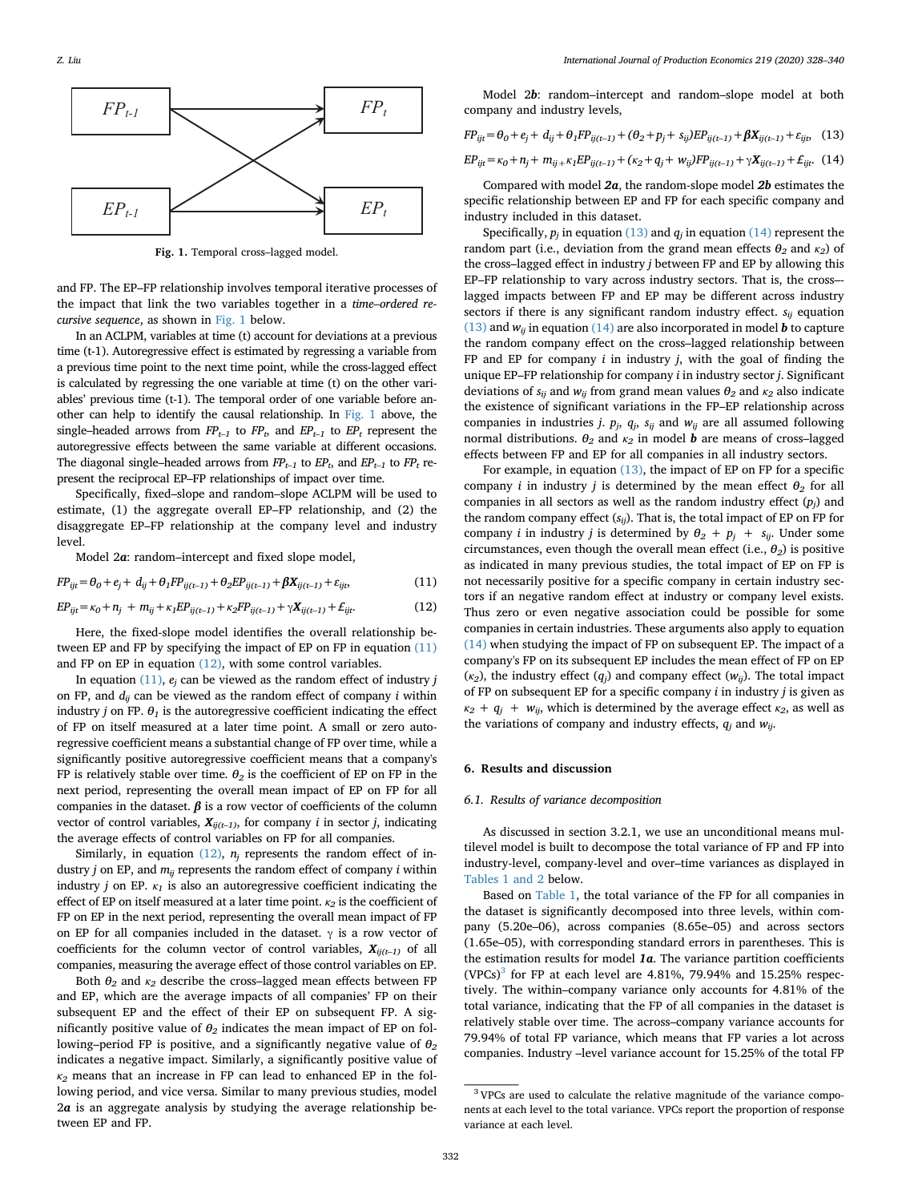Fig. 1. Temporal cross–lagged model.

and FP. The EP–FP relationship involves temporal iterative processes of the impact that link the two variables together in a *time–ordered recursive sequence*, as shown in Fig. 1 below.

In an ACLPM, variables at time (t) account for deviations at a previous time (t-1). Autoregressive effect is estimated by regressing a variable from a previous time point to the next time point, while the cross-lagged effect is calculated by regressing the one variable at time (t) on the other variables' previous time (t-1). The temporal order of one variable before another can help to identify the causal relationship. In Fig. 1 above, the single–headed arrows from $FP_{t-1}$ to $FP_t$, and $EP_{t-1}$ to $EP_t$ represent the autoregressive effects between the same variable at different occasions. The diagonal single–headed arrows from $FP_{t-1}$ to $EP_t$, and $EP_{t-1}$ to $FP_t$ represent the reciprocal EP–FP relationships of impact over time.

Specifically, fixed–slope and random–slope ACLPM will be used to estimate, (1) the aggregate overall EP–FP relationship, and (2) the disaggregate EP–FP relationship at the company level and industry level.

Model 2***a***: random–intercept and fixed slope model,

$$FP_{ijt} = \theta_0 + e_j + d_{ij} + \theta_1 FP_{ij(t-1)} + \theta_2 EP_{ij(t-1)} + \boldsymbol{\beta} \boldsymbol{X}_{ij(t-1)} + \varepsilon_{ijt}, \quad (11)$$

$$EP_{ijt} = \kappa_0 + n_j + m_{ij} + \kappa_1 EP_{ij(t-1)} + \kappa_2 FP_{ij(t-1)} + \gamma \boldsymbol{X}_{ij(t-1)} + \pounds_{ijt}. \quad (12)$$

Here, the fixed-slope model identifies the overall relationship between EP and FP by specifying the impact of EP on FP in equation (11) and FP on EP in equation (12), with some control variables.

In equation (11), $e_j$ can be viewed as the random effect of industry $j$ on FP, and $d_{ij}$ can be viewed as the random effect of company $i$ within industry $j$ on FP. $\theta_1$ is the autoregressive coefficient indicating the effect of FP on itself measured at a later time point. A small or zero autoregressive coefficient means a substantial change of FP over time, while a significantly positive autoregressive coefficient means that a company's FP is relatively stable over time. $\theta_2$ is the coefficient of EP on FP in the next period, representing the overall mean impact of EP on FP for all companies in the dataset. $\boldsymbol{\beta}$ is a row vector of coefficients of the column vector of control variables, $\boldsymbol{X}_{ij(t-1)}$, for company $i$ in sector $j$, indicating the average effects of control variables on FP for all companies.

Similarly, in equation (12), $n_j$ represents the random effect of industry $j$ on EP, and $m_{ij}$ represents the random effect of company $i$ within industry $j$ on EP. $\kappa_1$ is also an autoregressive coefficient indicating the effect of EP on itself measured at a later time point. $\kappa_2$ is the coefficient of FP on EP in the next period, representing the overall mean impact of FP on EP for all companies included in the dataset. $\gamma$ is a row vector of coefficients for the column vector of control variables, $\boldsymbol{X}_{ij(t-1)}$ of all companies, measuring the average effect of those control variables on EP.

Both $\theta_2$ and $\kappa_2$ describe the cross–lagged mean effects between FP and EP, which are the average impacts of all companies' FP on their subsequent EP and the effect of their EP on subsequent FP. A significantly positive value of $\theta_2$ indicates the mean impact of EP on following–period FP is positive, and a significantly negative value of $\theta_2$ indicates a negative impact. Similarly, a significantly positive value of $\kappa_2$ means that an increase in FP can lead to enhanced EP in the following period, and vice versa. Similar to many previous studies, model 2***a*** is an aggregate analysis by studying the average relationship between EP and FP.

Model 2***b***: random–intercept and random–slope model at both company and industry levels,

$$FP_{ijt} = \theta_0 + e_j + d_{ij} + \theta_1 FP_{ij(t-1)} + (\theta_2 + p_j + s_{ij}) EP_{ij(t-1)} + \boldsymbol{\beta} \boldsymbol{X}_{ij(t-1)} + \varepsilon_{ijt}, \quad (13)$$

$$EP_{ijt} = \kappa_0 + n_j + m_{ij} + \kappa_1 EP_{ij(t-1)} + (\kappa_2 + q_j + w_{ij}) FP_{ij(t-1)} + \gamma \boldsymbol{X}_{ij(t-1)} + \pounds_{ijt}. \quad (14)$$

Compared with model 2***a***, the random-slope model 2***b*** estimates the specific relationship between EP and FP for each specific company and industry included in this dataset.

Specifically, $p_j$ in equation (13) and $q_j$ in equation (14) represent the random part (i.e., deviation from the grand mean effects $\theta_2$ and $\kappa_2$) of the cross–lagged effect in industry $j$ between FP and EP by allowing this EP–FP relationship to vary across industry sectors. That is, the cross–-lagged impacts between FP and EP may be different across industry sectors if there is any significant random industry effect. $s_{ij}$ equation (13) and $w_{ij}$ in equation (14) are also incorporated in model ***b*** to capture the random company effect on the cross–lagged relationship between FP and EP for company $i$ in industry $j$, with the goal of finding the unique EP–FP relationship for company $i$ in industry sector $j$. Significant deviations of $s_{ij}$ and $w_{ij}$ from grand mean values $\theta_2$ and $\kappa_2$ also indicate the existence of significant variations in the FP–EP relationship across companies in industries $j$. $p_j$, $q_j$, $s_{ij}$ and $w_{ij}$ are all assumed following normal distributions. $\theta_2$ and $\kappa_2$ in model ***b*** are means of cross–lagged effects between FP and EP for all companies in all industry sectors.

For example, in equation (13), the impact of EP on FP for a specific company $i$ in industry $j$ is determined by the mean effect $\theta_2$ for all companies in all sectors as well as the random industry effect ($p_j$) and the random company effect ($s_{ij}$). That is, the total impact of EP on FP for company $i$ in industry $j$ is determined by $\theta_2 + p_j + s_{ij}$. Under some circumstances, even though the overall mean effect (i.e., $\theta_2$) is positive as indicated in many previous studies, the total impact of EP on FP is not necessarily positive for a specific company in certain industry sectors if an negative random effect at industry or company level exists. Thus zero or even negative association could be possible for some companies in certain industries. These arguments also apply to equation (14) when studying the impact of FP on subsequent EP. The impact of a company's FP on its subsequent EP includes the mean effect of FP on EP ($\kappa_2$), the industry effect ($q_j$) and company effect ($w_{ij}$). The total impact of FP on subsequent EP for a specific company $i$ in industry $j$ is given as $\kappa_2 + q_j + w_{ij}$, which is determined by the average effect $\kappa_2$, as well as the variations of company and industry effects, $q_j$ and $w_{ij}$.

## 6. Results and discussion

### 6.1. Results of variance decomposition

As discussed in section 3.2.1, we use an unconditional means multilevel model is built to decompose the total variance of FP and FP into industry-level, company-level and over–time variances as displayed in Tables 1 and 2 below.

Based on Table 1, the total variance of the FP for all companies in the dataset is significantly decomposed into three levels, within company (5.20e–06), across companies (8.65e–05) and across sectors (1.65e–05), with corresponding standard errors in parentheses. This is the estimation results for model ***1a***. The variance partition coefficients (VPCs)[3] for FP at each level are 4.81%, 79.94% and 15.25% respectively. The within–company variance only accounts for 4.81% of the total variance, indicating that the FP of all companies in the dataset is relatively stable over time. The across–company variance accounts for 79.94% of total FP variance, which means that FP varies a lot across companies. Industry –level variance account for 15.25% of the total FP

[3] VPCs are used to calculate the relative magnitude of the variance components at each level to the total variance. VPCs report the proportion of response variance at each level.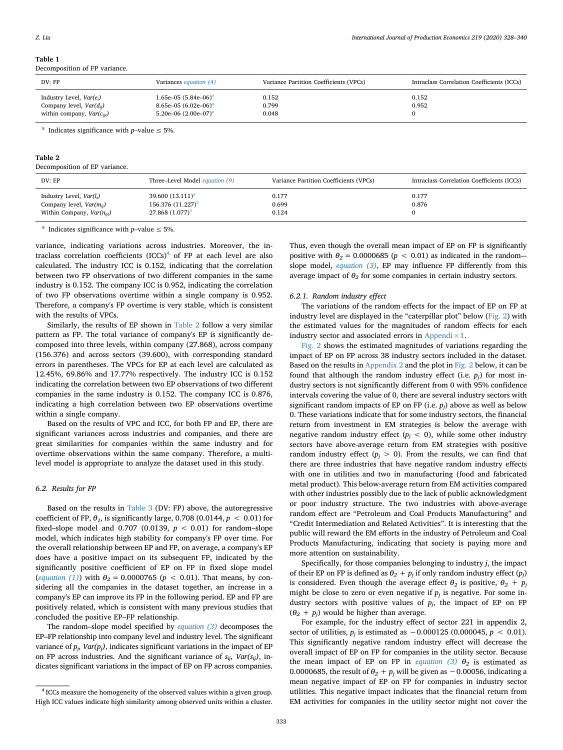**Table 1**
Decomposition of FP variance.

| DV: FP | Variances *equation (4)* | Variance Partition Coefficients (VPCs) | Intraclass Correlation Coefficients (ICCs) |
|---|---|---|---|
| Industry Level, $Var(e_i)$ | 1.65e–05 (5.84e–06)[a] | 0.152 | 0.152 |
| Company level, $Var(d_{ij})$ | 8.65e–05 (6.02e–06)[a] | 0.799 | 0.952 |
| within company, $Var(c_{ijt})$ | 5.20e–06 (2.00e–07)[a] | 0.048 | 0 |

[a] Indicates significance with $p$–value ≤ 5%.

**Table 2**
Decomposition of EP variance.

| DV: EP | Three–Level Model *equation (9)* | Variance Partition Coefficients (VPCs) | Intraclass Correlation Coefficients (ICCs) |
|---|---|---|---|
| Industry Level, $Var(l_i)$ | 39.600 (13.111)[a] | 0.177 | 0.177 |
| Company level, $Var(m_{ij})$ | 156.376 (11.227)[a] | 0.699 | 0.876 |
| Within Company, $Var(n_{ijt})$ | 27.868 (1.077)[a] | 0.124 | 0 |

[a] Indicates significance with $p$–value ≤ 5%.

variance, indicating variations across industries. Moreover, the intraclass correlation coefficients (ICCs)[4] of FP at each level are also calculated. The industry ICC is 0.152, indicating that the correlation between two FP observations of two different companies in the same industry is 0.152. The company ICC is 0.952, indicating the correlation of two FP observations overtime within a single company is 0.952. Therefore, a company's FP overtime is very stable, which is consistent with the results of VPCs.

Similarly, the results of EP shown in Table 2 follow a very similar pattern as FP. The total variance of company's EP is significantly decomposed into three levels, within company (27.868), across company (156.376) and across sectors (39.600), with corresponding standard errors in parentheses. The VPCs for EP at each level are calculated as 12.45%, 69.86% and 17.77% respectively. The industry ICC is 0.152 indicating the correlation between two EP observations of two different companies in the same industry is 0.152. The company ICC is 0.876, indicating a high correlation between two EP observations overtime within a single company.

Based on the results of VPC and ICC, for both FP and EP, there are significant variances across industries and companies, and there are great similarities for companies within the same industry and for overtime observations within the same company. Therefore, a multilevel model is appropriate to analyze the dataset used in this study.

### 6.2. Results for FP

Based on the results in Table 3 (DV: FP) above, the autoregressive coefficient of FP, $\theta_1$, is significantly large, 0.708 (0.0144, $p < 0.01$) for fixed–slope model and 0.707 (0.0139, $p < 0.01$) for random–slope model, which indicates high stability for company's FP over time. For the overall relationship between EP and FP, on average, a company's EP does have a positive impact on its subsequent FP, indicated by the significantly positive coefficient of EP on FP in fixed slope model (*equation (1)*) with $\theta_2 = 0.0000765$ ($p < 0.01$). That means, by considering all the companies in the dataset together, an increase in a company's EP can improve its FP in the following period. EP and FP are positively related, which is consistent with many previous studies that concluded the positive EP–FP relationship.

The random–slope model specified by *equation (3)* decomposes the EP–FP relationship into company level and industry level. The significant variance of $p_j$, $Var(p_j)$, indicates significant variations in the impact of EP on FP across industries. And the significant variance of $s_{ij}$, $Var(s_{ij})$, indicates significant variations in the impact of EP on FP across companies. Thus, even though the overall mean impact of EP on FP is significantly positive with $\theta_2 = 0.0000685$ ($p < 0.01$) as indicated in the random–slope model, *equation (3)*, EP may influence FP differently from this average impact of $\theta_2$ for some companies in certain industry sectors.

#### 6.2.1. Random industry effect

The variations of the random effects for the impact of EP on FP at industry level are displayed in the "caterpillar plot" below (Fig. 2) with the estimated values for the magnitudes of random effects for each industry sector and associated errors in Appendi×1.

Fig. 2 shows the estimated magnitudes of variations regarding the impact of EP on FP across 38 industry sectors included in the dataset. Based on the results in Appendix 2 and the plot in Fig. 2 below, it can be found that although the random industry effect (i.e. $p_j$) for most industry sectors is not significantly different from 0 with 95% confidence intervals covering the value of 0, there are several industry sectors with significant random impacts of EP on FP (i.e. $p_j$) above as well as below 0. These variations indicate that for some industry sectors, the financial return from investment in EM strategies is below the average with negative random industry effect ($p_j < 0$), while some other industry sectors have above-average return from EM strategies with positive random industry effect ($p_j > 0$). From the results, we can find that there are three industries that have negative random industry effects with one in utilities and two in manufacturing (food and fabricated metal product). This below-average return from EM activities compared with other industries possibly due to the lack of public acknowledgment or poor industry structure. The two industries with above-average random effect are "Petroleum and Coal Products Manufacturing" and "Credit Intermediation and Related Activities". It is interesting that the public will reward the EM efforts in the industry of Petroleum and Coal Products Manufacturing, indicating that society is paying more and more attention on sustainability.

Specifically, for those companies belonging to industry $j$, the impact of their EP on FP is defined as $\theta_2 + p_j$ if only random industry effect ($p_j$) is considered. Even though the average effect $\theta_2$ is positive, $\theta_2 + p_j$ might be close to zero or even negative if $p_j$ is negative. For some industry sectors with positive values of $p_j$, the impact of EP on FP ($\theta_2 + p_j$) would be higher than average.

For example, for the industry effect of sector 221 in appendix 2, sector of utilities, $p_j$ is estimated as $-0.000125$ (0.000045, $p < 0.01$). This significantly negative random industry effect will decrease the overall impact of EP on FP for companies in the utility sector. Because the mean impact of EP on FP in *equation (3)* $\theta_2$ is estimated as 0.0000685, the result of $\theta_2 + p_j$ will be given as $-0.00056$, indicating a mean negative impact of EP on FP for companies in industry sector utilities. This negative impact indicates that the financial return from EM activities for companies in the utility sector might not cover the

[4] ICCs measure the homogeneity of the observed values within a given group. High ICC values indicate high similarity among observed units within a cluster.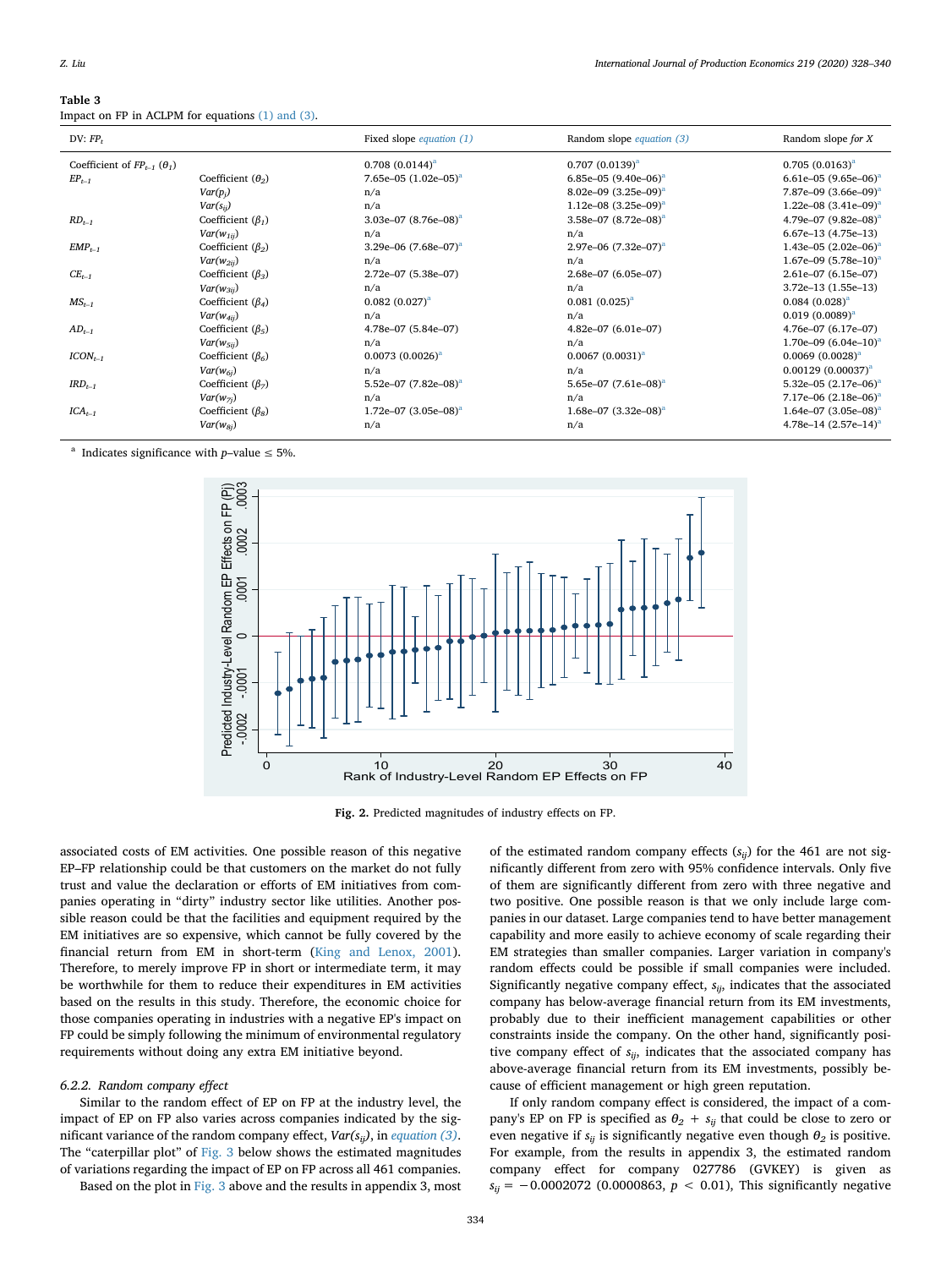**Table 3**
Impact on FP in ACLPM for equations (1) and (3).

| DV: $FP_t$ | | Fixed slope equation (1) | Random slope equation (3) | Random slope for X |
|---|---|---|---|---|
| Coefficient of $FP_{t-1}$ ($\theta_1$) | | 0.708 (0.0144)[a] | 0.707 (0.0139)[a] | 0.705 (0.0163)[a] |
| $EP_{t-1}$ | Coefficient ($\theta_2$) | 7.65e–05 (1.02e–05)[a] | 6.85e–05 (9.40e–06)[a] | 6.61e–05 (9.65e–06)[a] |
| | $Var(p_j)$ | n/a | 8.02e–09 (3.25e–09)[a] | 7.87e–09 (3.66e–09)[a] |
| | $Var(s_{ij})$ | n/a | 1.12e–08 (3.25e–09)[a] | 1.22e–08 (3.41e–09)[a] |
| $RD_{t-1}$ | Coefficient ($\beta_1$) | 3.03e–07 (8.76e–08)[a] | 3.58e–07 (8.72e–08)[a] | 4.79e–07 (9.82e–08)[a] |
| | $Var(w_{1ij})$ | n/a | n/a | 6.67e–13 (4.75e–13) |
| $EMP_{t-1}$ | Coefficient ($\beta_2$) | 3.29e–06 (7.68e–07)[a] | 2.97e–06 (7.32e–07)[a] | 1.43e–05 (2.02e–06)[a] |
| | $Var(w_{2ij})$ | n/a | n/a | 1.67e–09 (5.78e–10)[a] |
| $CE_{t-1}$ | Coefficient ($\beta_3$) | 2.72e–07 (5.38e–07) | 2.68e–07 (6.05e–07) | 2.61e–07 (6.15e–07) |
| | $Var(w_{3ij})$ | n/a | n/a | 3.72e–13 (1.55e–13) |
| $MS_{t-1}$ | Coefficient ($\beta_4$) | 0.082 (0.027)[a] | 0.081 (0.025)[a] | 0.084 (0.028)[a] |
| | $Var(w_{4ij})$ | n/a | n/a | 0.019 (0.0089)[a] |
| $AD_{t-1}$ | Coefficient ($\beta_5$) | 4.78e–07 (5.84e–07) | 4.82e–07 (6.01e–07) | 4.76e–07 (6.17e–07) |
| | $Var(w_{5ij})$ | n/a | n/a | 1.70e–09 (6.04e–10)[a] |
| $ICON_{t-1}$ | Coefficient ($\beta_6$) | 0.0073 (0.0026)[a] | 0.0067 (0.0031)[a] | 0.0069 (0.0028)[a] |
| | $Var(w_{6j})$ | n/a | n/a | 0.00129 (0.00037)[a] |
| $IRD_{t-1}$ | Coefficient ($\beta_7$) | 5.52e–07 (7.82e–08)[a] | 5.65e–07 (7.61e–08)[a] | 5.32e–05 (2.17e–06)[a] |
| | $Var(w_{7j})$ | n/a | n/a | 7.17e–06 (2.18e–06)[a] |
| $ICA_{t-1}$ | Coefficient ($\beta_8$) | 1.72e–07 (3.05e–08)[a] | 1.68e–07 (3.32e–08)[a] | 1.64e–07 (3.05e–08)[a] |
| | $Var(w_{8j})$ | n/a | n/a | 4.78e–14 (2.57e–14)[a] |

[a] Indicates significance with $p$–value ≤ 5%.

**Fig. 2.** Predicted magnitudes of industry effects on FP.

associated costs of EM activities. One possible reason of this negative EP–FP relationship could be that customers on the market do not fully trust and value the declaration or efforts of EM initiatives from companies operating in "dirty" industry sector like utilities. Another possible reason could be that the facilities and equipment required by the EM initiatives are so expensive, which cannot be fully covered by the financial return from EM in short-term (King and Lenox, 2001). Therefore, to merely improve FP in short or intermediate term, it may be worthwhile for them to reduce their expenditures in EM activities based on the results in this study. Therefore, the economic choice for those companies operating in industries with a negative EP's impact on FP could be simply following the minimum of environmental regulatory requirements without doing any extra EM initiative beyond.

#### 6.2.2. Random company effect

Similar to the random effect of EP on FP at the industry level, the impact of EP on FP also varies across companies indicated by the significant variance of the random company effect, $Var(s_{ij})$, in equation (3). The "caterpillar plot" of Fig. 3 below shows the estimated magnitudes of variations regarding the impact of EP on FP across all 461 companies.

Based on the plot in Fig. 3 above and the results in appendix 3, most of the estimated random company effects ($s_{ij}$) for the 461 are not significantly different from zero with 95% confidence intervals. Only five of them are significantly different from zero with three negative and two positive. One possible reason is that we only include large companies in our dataset. Large companies tend to have better management capability and more easily to achieve economy of scale regarding their EM strategies than smaller companies. Larger variation in company's random effects could be possible if small companies were included. Significantly negative company effect, $s_{ij}$, indicates that the associated company has below-average financial return from its EM investments, probably due to their inefficient management capabilities or other constraints inside the company. On the other hand, significantly positive company effect of $s_{ij}$, indicates that the associated company has above-average financial return from its EM investments, possibly because of efficient management or high green reputation.

If only random company effect is considered, the impact of a company's EP on FP is specified as $\theta_2 + s_{ij}$ that could be close to zero or even negative if $s_{ij}$ is significantly negative even though $\theta_2$ is positive. For example, from the results in appendix 3, the estimated random company effect for company 027786 (GVKEY) is given as $s_{ij} = -0.0002072$ (0.0000863, $p < 0.01$), This significantly negative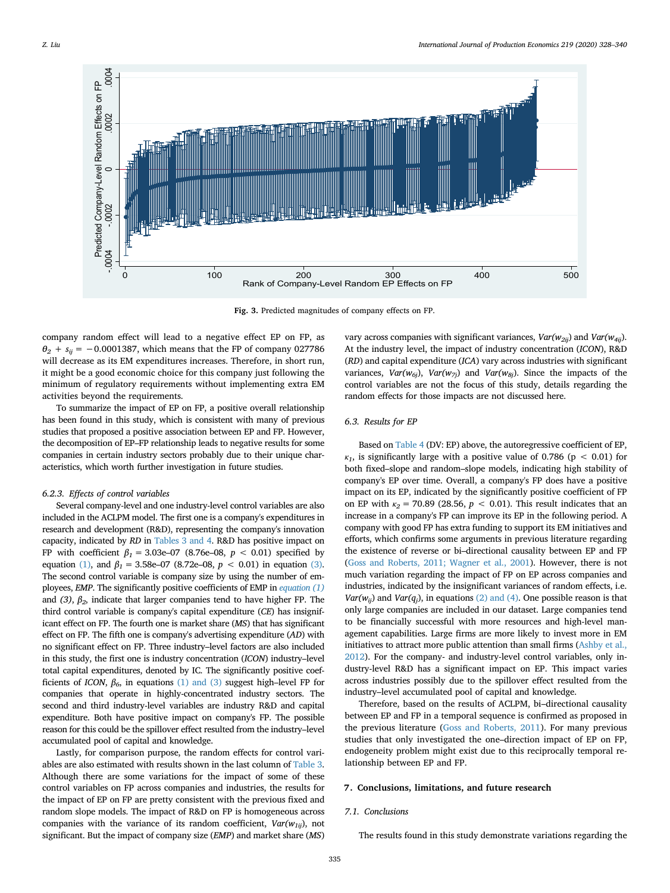Fig. 3. Predicted magnitudes of company effects on FP.

company random effect will lead to a negative effect EP on FP, as $\theta_2 + s_{ij} = -0.0001387$, which means that the FP of company 027786 will decrease as its EM expenditures increases. Therefore, in short run, it might be a good economic choice for this company just following the minimum of regulatory requirements without implementing extra EM activities beyond the requirements.

To summarize the impact of EP on FP, a positive overall relationship has been found in this study, which is consistent with many of previous studies that proposed a positive association between EP and FP. However, the decomposition of EP–FP relationship leads to negative results for some companies in certain industry sectors probably due to their unique characteristics, which worth further investigation in future studies.

#### 6.2.3. Effects of control variables

Several company-level and one industry-level control variables are also included in the ACLPM model. The first one is a company's expenditures in research and development (R&D), representing the company's innovation capacity, indicated by *RD* in Tables 3 and 4. R&D has positive impact on FP with coefficient $\beta_1 = 3.03\text{e–}07$ (8.76e–08, $p < 0.01$) specified by equation (1), and $\beta_1 = 3.58\text{e–}07$ (8.72e–08, $p < 0.01$) in equation (3). The second control variable is company size by using the number of employees, *EMP*. The significantly positive coefficients of EMP in *equation (1)* and *(3)*, $\beta_2$, indicate that larger companies tend to have higher FP. The third control variable is company's capital expenditure (*CE*) has insignificant effect on FP. The fourth one is market share (*MS*) that has significant effect on FP. The fifth one is company's advertising expenditure (*AD*) with no significant effect on FP. Three industry–level factors are also included in this study, the first one is industry concentration (*ICON*) industry–level total capital expenditures, denoted by IC. The significantly positive coefficients of *ICON*, $\beta_6$, in equations (1) and (3) suggest high–level FP for companies that operate in highly-concentrated industry sectors. The second and third industry-level variables are industry R&D and capital expenditure. Both have positive impact on company's FP. The possible reason for this could be the spillover effect resulted from the industry–level accumulated pool of capital and knowledge.

Lastly, for comparison purpose, the random effects for control variables are also estimated with results shown in the last column of Table 3. Although there are some variations for the impact of some of these control variables on FP across companies and industries, the results for the impact of EP on FP are pretty consistent with the previous fixed and random slope models. The impact of R&D on FP is homogeneous across companies with the variance of its random coefficient, $Var(w_{1ij})$, not significant. But the impact of company size (*EMP*) and market share (*MS*) vary across companies with significant variances, $Var(w_{2ij})$ and $Var(w_{4ij})$. At the industry level, the impact of industry concentration (*ICON*), R&D (*RD*) and capital expenditure (*ICA*) vary across industries with significant variances, $Var(w_{6j})$, $Var(w_{7j})$ and $Var(w_{8j})$. Since the impacts of the control variables are not the focus of this study, details regarding the random effects for those impacts are not discussed here.

### 6.3. Results for EP

Based on Table 4 (DV: EP) above, the autoregressive coefficient of EP, $\kappa_1$, is significantly large with a positive value of 0.786 ($p < 0.01$) for both fixed–slope and random–slope models, indicating high stability of company's EP over time. Overall, a company's FP does have a positive impact on its EP, indicated by the significantly positive coefficient of FP on EP with $\kappa_2 = 70.89$ (28.56, $p < 0.01$). This result indicates that an increase in a company's FP can improve its EP in the following period. A company with good FP has extra funding to support its EM initiatives and efforts, which confirms some arguments in previous literature regarding the existence of reverse or bi–directional causality between EP and FP (Goss and Roberts, 2011; Wagner et al., 2001). However, there is not much variation regarding the impact of FP on EP across companies and industries, indicated by the insignificant variances of random effects, i.e. $Var(w_{ij})$ and $Var(q_j)$, in equations (2) and (4). One possible reason is that only large companies are included in our dataset. Large companies tend to be financially successful with more resources and high-level management capabilities. Large firms are more likely to invest more in EM initiatives to attract more public attention than small firms (Ashby et al., 2012). For the company- and industry-level control variables, only industry-level R&D has a significant impact on EP. This impact varies across industries possibly due to the spillover effect resulted from the industry–level accumulated pool of capital and knowledge.

Therefore, based on the results of ACLPM, bi–directional causality between EP and FP in a temporal sequence is confirmed as proposed in the previous literature (Goss and Roberts, 2011). For many previous studies that only investigated the one–direction impact of EP on FP, endogeneity problem might exist due to this reciprocally temporal relationship between EP and FP.

## 7. Conclusions, limitations, and future research

### 7.1. Conclusions

The results found in this study demonstrate variations regarding the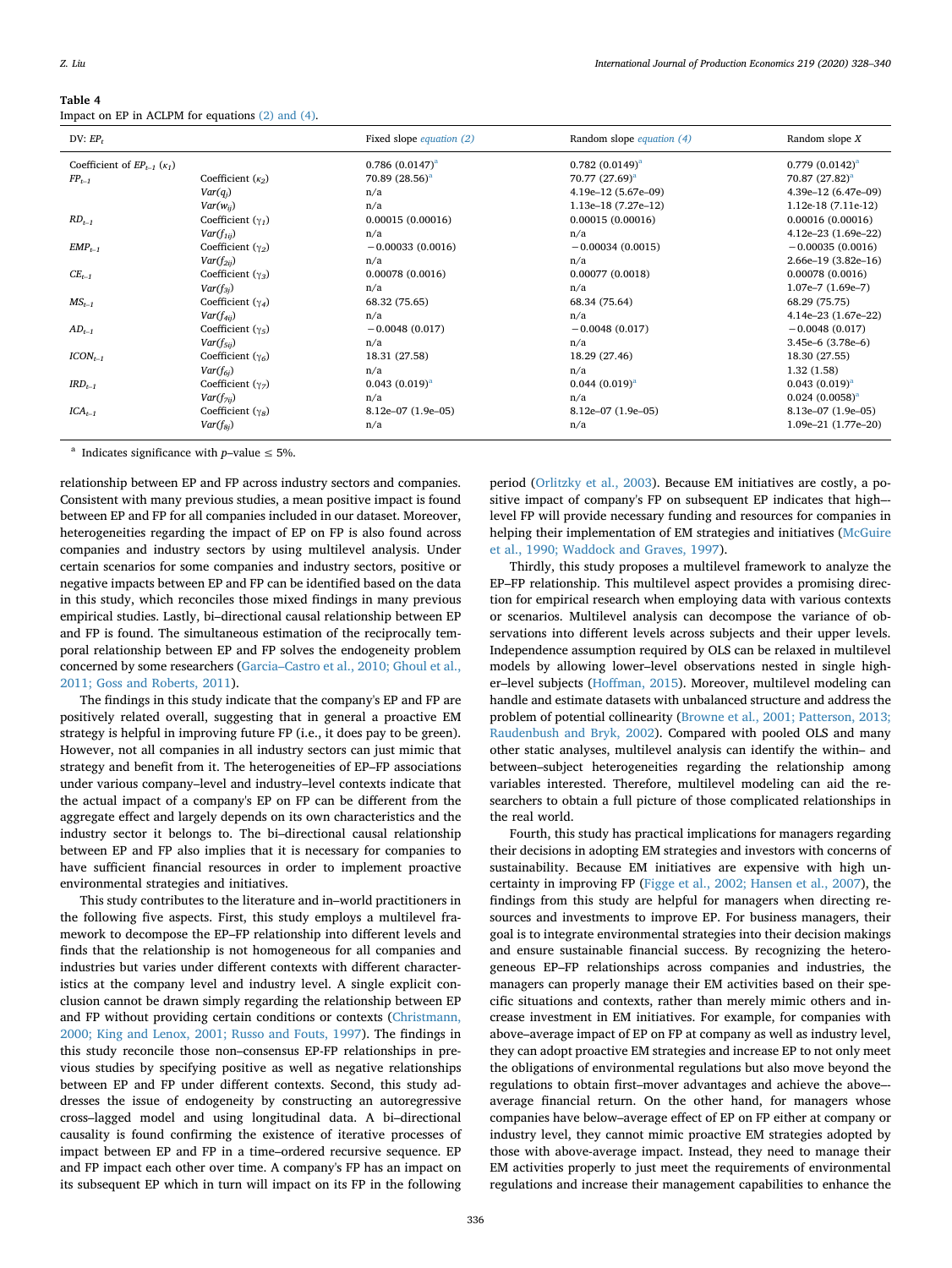**Table 4**
Impact on EP in ACLPM for equations (2) and (4).

| DV: $EP_t$ | | Fixed slope equation (2) | Random slope equation (4) | Random slope $X$ |
|---|---|---|---|---|
| Coefficient of $EP_{t-1}$ ($\kappa_1$) | | 0.786 (0.0147)[a] | 0.782 (0.0149)[a] | 0.779 (0.0142)[a] |
| $FP_{t-1}$ | Coefficient ($\kappa_2$) | 70.89 (28.56)[a] | 70.77 (27.69)[a] | 70.87 (27.82)[a] |
| | $Var(q_j)$ | n/a | 4.19e–12 (5.67e–09) | 4.39e–12 (6.47e–09) |
| | $Var(w_{ij})$ | n/a | 1.13e–18 (7.27e–12) | 1.12e-18 (7.11e-12) |
| $RD_{t-1}$ | Coefficient ($\gamma_1$) | 0.00015 (0.00016) | 0.00015 (0.00016) | 0.00016 (0.00016) |
| | $Var(f_{1ij})$ | n/a | n/a | 4.12e–23 (1.69e–22) |
| $EMP_{t-1}$ | Coefficient ($\gamma_2$) | −0.00033 (0.0016) | −0.00034 (0.0015) | −0.00035 (0.0016) |
| | $Var(f_{2ij})$ | n/a | n/a | 2.66e–19 (3.82e–16) |
| $CE_{t-1}$ | Coefficient ($\gamma_3$) | 0.00078 (0.0016) | 0.00077 (0.0018) | 0.00078 (0.0016) |
| | $Var(f_{3j})$ | n/a | n/a | 1.07e–7 (1.69e–7) |
| $MS_{t-1}$ | Coefficient ($\gamma_4$) | 68.32 (75.65) | 68.34 (75.64) | 68.29 (75.75) |
| | $Var(f_{4ij})$ | n/a | n/a | 4.14e–23 (1.67e–22) |
| $AD_{t-1}$ | Coefficient ($\gamma_5$) | −0.0048 (0.017) | −0.0048 (0.017) | −0.0048 (0.017) |
| | $Var(f_{5ij})$ | n/a | n/a | 3.45e–6 (3.78e–6) |
| $ICON_{t-1}$ | Coefficient ($\gamma_6$) | 18.31 (27.58) | 18.29 (27.46) | 18.30 (27.55) |
| | $Var(f_{6j})$ | n/a | n/a | 1.32 (1.58) |
| $IRD_{t-1}$ | Coefficient ($\gamma_7$) | 0.043 (0.019)[a] | 0.044 (0.019)[a] | 0.043 (0.019)[a] |
| | $Var(f_{7ij})$ | n/a | n/a | 0.024 (0.0058)[a] |
| $ICA_{t-1}$ | Coefficient ($\gamma_8$) | 8.12e–07 (1.9e–05) | 8.12e–07 (1.9e–05) | 8.13e–07 (1.9e–05) |
| | $Var(f_{8j})$ | n/a | n/a | 1.09e–21 (1.77e–20) |

[a] Indicates significance with $p$–value ≤ 5%.

relationship between EP and FP across industry sectors and companies. Consistent with many previous studies, a mean positive impact is found between EP and FP for all companies included in our dataset. Moreover, heterogeneities regarding the impact of EP on FP is also found across companies and industry sectors by using multilevel analysis. Under certain scenarios for some companies and industry sectors, positive or negative impacts between EP and FP can be identified based on the data in this study, which reconciles those mixed findings in many previous empirical studies. Lastly, bi–directional causal relationship between EP and FP is found. The simultaneous estimation of the reciprocally temporal relationship between EP and FP solves the endogeneity problem concerned by some researchers (Garcia–Castro et al., 2010; Ghoul et al., 2011; Goss and Roberts, 2011).

The findings in this study indicate that the company's EP and FP are positively related overall, suggesting that in general a proactive EM strategy is helpful in improving future FP (i.e., it does pay to be green). However, not all companies in all industry sectors can just mimic that strategy and benefit from it. The heterogeneities of EP–FP associations under various company–level and industry–level contexts indicate that the actual impact of a company's EP on FP can be different from the aggregate effect and largely depends on its own characteristics and the industry sector it belongs to. The bi–directional causal relationship between EP and FP also implies that it is necessary for companies to have sufficient financial resources in order to implement proactive environmental strategies and initiatives.

This study contributes to the literature and in–world practitioners in the following five aspects. First, this study employs a multilevel framework to decompose the EP–FP relationship into different levels and finds that the relationship is not homogeneous for all companies and industries but varies under different contexts with different characteristics at the company level and industry level. A single explicit conclusion cannot be drawn simply regarding the relationship between EP and FP without providing certain conditions or contexts (Christmann, 2000; King and Lenox, 2001; Russo and Fouts, 1997). The findings in this study reconcile those non–consensus EP-FP relationships in previous studies by specifying positive as well as negative relationships between EP and FP under different contexts. Second, this study addresses the issue of endogeneity by constructing an autoregressive cross–lagged model and using longitudinal data. A bi–directional causality is found confirming the existence of iterative processes of impact between EP and FP in a time–ordered recursive sequence. EP and FP impact each other over time. A company's FP has an impact on its subsequent EP which in turn will impact on its FP in the following period (Orlitzky et al., 2003). Because EM initiatives are costly, a positive impact of company's FP on subsequent EP indicates that high–-level FP will provide necessary funding and resources for companies in helping their implementation of EM strategies and initiatives (McGuire et al., 1990; Waddock and Graves, 1997).

Thirdly, this study proposes a multilevel framework to analyze the EP–FP relationship. This multilevel aspect provides a promising direction for empirical research when employing data with various contexts or scenarios. Multilevel analysis can decompose the variance of observations into different levels across subjects and their upper levels. Independence assumption required by OLS can be relaxed in multilevel models by allowing lower–level observations nested in single higher–level subjects (Hoffman, 2015). Moreover, multilevel modeling can handle and estimate datasets with unbalanced structure and address the problem of potential collinearity (Browne et al., 2001; Patterson, 2013; Raudenbush and Bryk, 2002). Compared with pooled OLS and many other static analyses, multilevel analysis can identify the within– and between–subject heterogeneities regarding the relationship among variables interested. Therefore, multilevel modeling can aid the researchers to obtain a full picture of those complicated relationships in the real world.

Fourth, this study has practical implications for managers regarding their decisions in adopting EM strategies and investors with concerns of sustainability. Because EM initiatives are expensive with high uncertainty in improving FP (Figge et al., 2002; Hansen et al., 2007), the findings from this study are helpful for managers when directing resources and investments to improve EP. For business managers, their goal is to integrate environmental strategies into their decision makings and ensure sustainable financial success. By recognizing the heterogeneous EP–FP relationships across companies and industries, the managers can properly manage their EM activities based on their specific situations and contexts, rather than merely mimic others and increase investment in EM initiatives. For example, for companies with above–average impact of EP on FP at company as well as industry level, they can adopt proactive EM strategies and increase EP to not only meet the obligations of environmental regulations but also move beyond the regulations to obtain first–mover advantages and achieve the above–-average financial return. On the other hand, for managers whose companies have below–average effect of EP on FP either at company or industry level, they cannot mimic proactive EM strategies adopted by those with above-average impact. Instead, they need to manage their EM activities properly to just meet the requirements of environmental regulations and increase their management capabilities to enhance the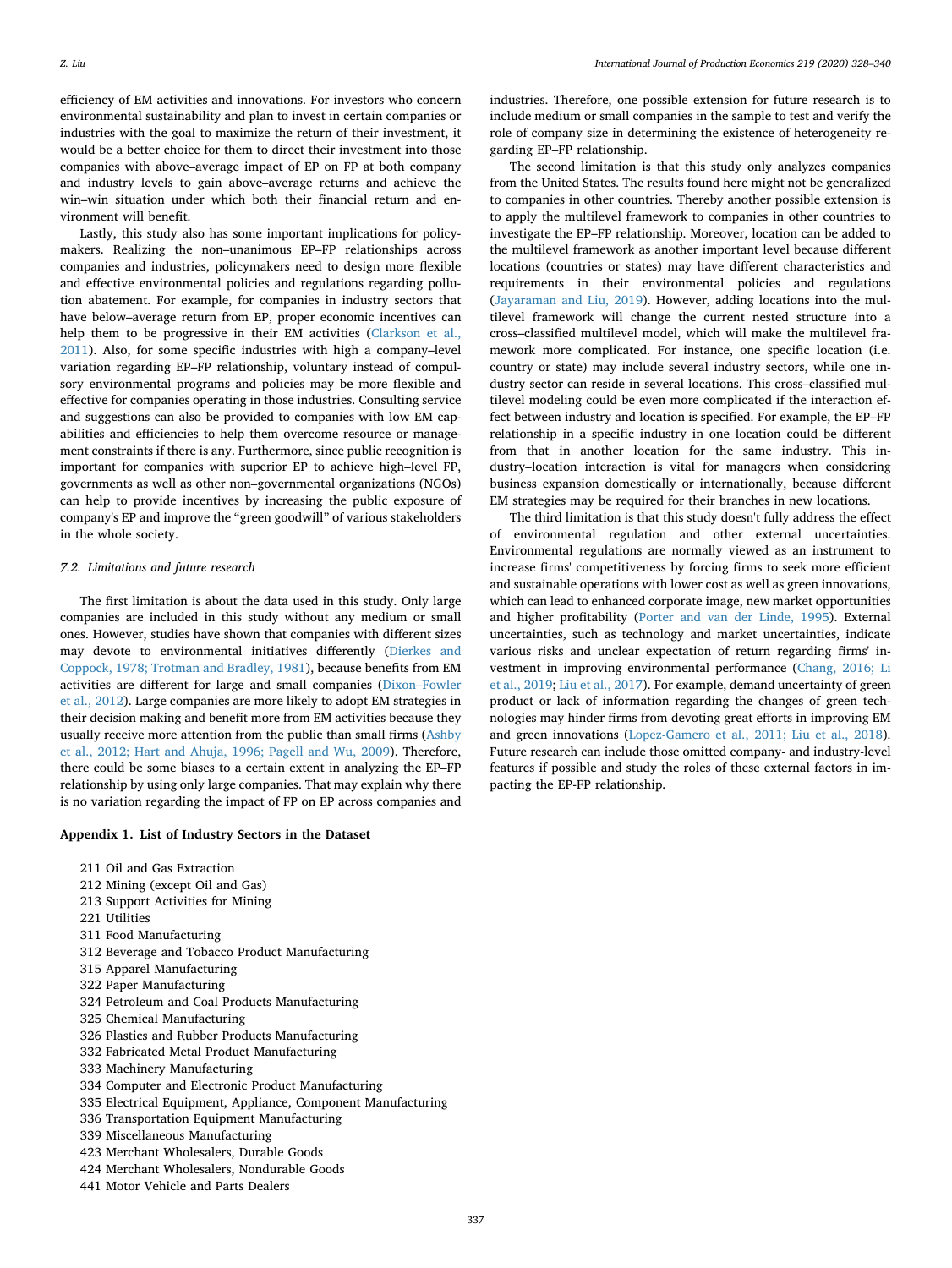efficiency of EM activities and innovations. For investors who concern environmental sustainability and plan to invest in certain companies or industries with the goal to maximize the return of their investment, it would be a better choice for them to direct their investment into those companies with above–average impact of EP on FP at both company and industry levels to gain above–average returns and achieve the win–win situation under which both their financial return and environment will benefit.

Lastly, this study also has some important implications for policymakers. Realizing the non–unanimous EP–FP relationships across companies and industries, policymakers need to design more flexible and effective environmental policies and regulations regarding pollution abatement. For example, for companies in industry sectors that have below–average return from EP, proper economic incentives can help them to be progressive in their EM activities (Clarkson et al., 2011). Also, for some specific industries with high a company–level variation regarding EP–FP relationship, voluntary instead of compulsory environmental programs and policies may be more flexible and effective for companies operating in those industries. Consulting service and suggestions can also be provided to companies with low EM capabilities and efficiencies to help them overcome resource or management constraints if there is any. Furthermore, since public recognition is important for companies with superior EP to achieve high–level FP, governments as well as other non–governmental organizations (NGOs) can help to provide incentives by increasing the public exposure of company's EP and improve the "green goodwill" of various stakeholders in the whole society.

### 7.2. Limitations and future research

The first limitation is about the data used in this study. Only large companies are included in this study without any medium or small ones. However, studies have shown that companies with different sizes may devote to environmental initiatives differently (Dierkes and Coppock, 1978; Trotman and Bradley, 1981), because benefits from EM activities are different for large and small companies (Dixon–Fowler et al., 2012). Large companies are more likely to adopt EM strategies in their decision making and benefit more from EM activities because they usually receive more attention from the public than small firms (Ashby et al., 2012; Hart and Ahuja, 1996; Pagell and Wu, 2009). Therefore, there could be some biases to a certain extent in analyzing the EP–FP relationship by using only large companies. That may explain why there is no variation regarding the impact of FP on EP across companies and industries. Therefore, one possible extension for future research is to include medium or small companies in the sample to test and verify the role of company size in determining the existence of heterogeneity regarding EP–FP relationship.

The second limitation is that this study only analyzes companies from the United States. The results found here might not be generalized to companies in other countries. Thereby another possible extension is to apply the multilevel framework to companies in other countries to investigate the EP–FP relationship. Moreover, location can be added to the multilevel framework as another important level because different locations (countries or states) may have different characteristics and requirements in their environmental policies and regulations (Jayaraman and Liu, 2019). However, adding locations into the multilevel framework will change the current nested structure into a cross–classified multilevel model, which will make the multilevel framework more complicated. For instance, one specific location (i.e. country or state) may include several industry sectors, while one industry sector can reside in several locations. This cross–classified multilevel modeling could be even more complicated if the interaction effect between industry and location is specified. For example, the EP–FP relationship in a specific industry in one location could be different from that in another location for the same industry. This industry–location interaction is vital for managers when considering business expansion domestically or internationally, because different EM strategies may be required for their branches in new locations.

The third limitation is that this study doesn't fully address the effect of environmental regulation and other external uncertainties. Environmental regulations are normally viewed as an instrument to increase firms' competitiveness by forcing firms to seek more efficient and sustainable operations with lower cost as well as green innovations, which can lead to enhanced corporate image, new market opportunities and higher profitability (Porter and van der Linde, 1995). External uncertainties, such as technology and market uncertainties, indicate various risks and unclear expectation of return regarding firms' investment in improving environmental performance (Chang, 2016; Li et al., 2019; Liu et al., 2017). For example, demand uncertainty of green product or lack of information regarding the changes of green technologies may hinder firms from devoting great efforts in improving EM and green innovations (Lopez-Gamero et al., 2011; Liu et al., 2018). Future research can include those omitted company- and industry-level features if possible and study the roles of these external factors in impacting the EP-FP relationship.

## Appendix 1. List of Industry Sectors in the Dataset

211 Oil and Gas Extraction
212 Mining (except Oil and Gas)
213 Support Activities for Mining
221 Utilities
311 Food Manufacturing
312 Beverage and Tobacco Product Manufacturing
315 Apparel Manufacturing
322 Paper Manufacturing
324 Petroleum and Coal Products Manufacturing
325 Chemical Manufacturing
326 Plastics and Rubber Products Manufacturing
332 Fabricated Metal Product Manufacturing
333 Machinery Manufacturing
334 Computer and Electronic Product Manufacturing
335 Electrical Equipment, Appliance, Component Manufacturing
336 Transportation Equipment Manufacturing
339 Miscellaneous Manufacturing
423 Merchant Wholesalers, Durable Goods
424 Merchant Wholesalers, Nondurable Goods
441 Motor Vehicle and Parts Dealers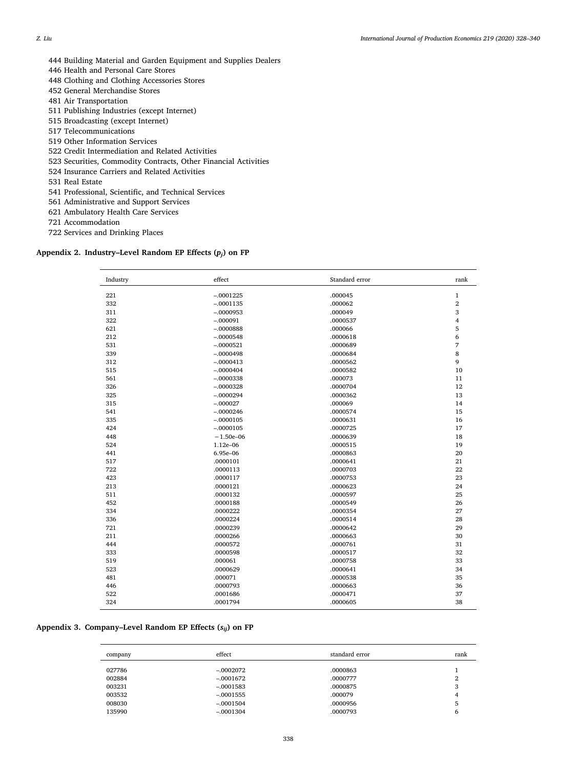444 Building Material and Garden Equipment and Supplies Dealers
446 Health and Personal Care Stores
448 Clothing and Clothing Accessories Stores
452 General Merchandise Stores
481 Air Transportation
511 Publishing Industries (except Internet)
515 Broadcasting (except Internet)
517 Telecommunications
519 Other Information Services
522 Credit Intermediation and Related Activities
523 Securities, Commodity Contracts, Other Financial Activities
524 Insurance Carriers and Related Activities
531 Real Estate
541 Professional, Scientific, and Technical Services
561 Administrative and Support Services
621 Ambulatory Health Care Services
721 Accommodation
722 Services and Drinking Places

## Appendix 2. Industry–Level Random EP Effects ($p_j$) on FP

| Industry | effect | Standard error | rank |
|---|---|---|---|
| 221 | −.0001225 | .000045 | 1 |
| 332 | −.0001135 | .000062 | 2 |
| 311 | −.0000953 | .000049 | 3 |
| 322 | −.000091 | .0000537 | 4 |
| 621 | −.0000888 | .000066 | 5 |
| 212 | −.0000548 | .0000618 | 6 |
| 531 | −.0000521 | .0000689 | 7 |
| 339 | −.0000498 | .0000684 | 8 |
| 312 | −.0000413 | .0000562 | 9 |
| 515 | −.0000404 | .0000582 | 10 |
| 561 | −.0000338 | .000073 | 11 |
| 326 | −.0000328 | .0000704 | 12 |
| 325 | −.0000294 | .0000362 | 13 |
| 315 | −.000027 | .000069 | 14 |
| 541 | −.0000246 | .0000574 | 15 |
| 335 | −.0000105 | .0000631 | 16 |
| 424 | −.0000105 | .0000725 | 17 |
| 448 | −1.50e–06 | .0000639 | 18 |
| 524 | 1.12e–06 | .0000515 | 19 |
| 441 | 6.95e–06 | .0000863 | 20 |
| 517 | .0000101 | .0000641 | 21 |
| 722 | .0000113 | .0000703 | 22 |
| 423 | .0000117 | .0000753 | 23 |
| 213 | .0000121 | .0000623 | 24 |
| 511 | .0000132 | .0000597 | 25 |
| 452 | .0000188 | .0000549 | 26 |
| 334 | .0000222 | .0000354 | 27 |
| 336 | .0000224 | .0000514 | 28 |
| 721 | .0000239 | .0000642 | 29 |
| 211 | .0000266 | .0000663 | 30 |
| 444 | .0000572 | .0000761 | 31 |
| 333 | .0000598 | .0000517 | 32 |
| 519 | .000061 | .0000758 | 33 |
| 523 | .0000629 | .0000641 | 34 |
| 481 | .000071 | .0000538 | 35 |
| 446 | .0000793 | .0000663 | 36 |
| 522 | .0001686 | .0000471 | 37 |
| 324 | .0001794 | .0000605 | 38 |

## Appendix 3. Company–Level Random EP Effects ($s_{ij}$) on FP

| company | effect | standard error | rank |
|---|---|---|---|
| 027786 | −.0002072 | .0000863 | 1 |
| 002884 | −.0001672 | .0000777 | 2 |
| 003231 | −.0001583 | .0000875 | 3 |
| 003532 | −.0001555 | .000079 | 4 |
| 008030 | −.0001504 | .0000956 | 5 |
| 135990 | −.0001304 | .0000793 | 6 |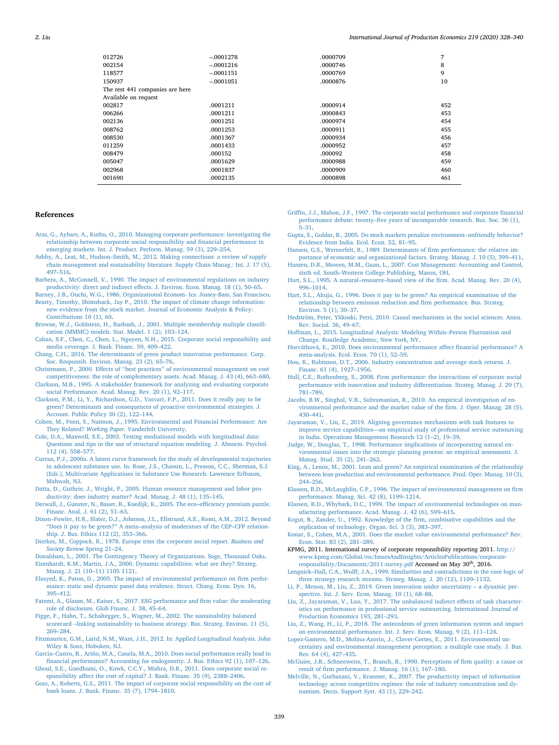| | | | |
|---|---|---|---|
| 012726 | –.0001278 | .0000709 | 7 |
| 002154 | –.0001216 | .0000746 | 8 |
| 118577 | –.0001151 | .0000769 | 9 |
| 150937 | –.0001051 | .0000876 | 10 |
| The rest 441 companies are here Available on request | | | |
| 002817 | .0001211 | .0000914 | 452 |
| 006266 | .0001211 | .0000843 | 453 |
| 002136 | .0001251 | .0000974 | 454 |
| 008762 | .0001253 | .0000911 | 455 |
| 008530 | .0001367 | .0000934 | 456 |
| 011259 | .0001433 | .0000952 | 457 |
| 008479 | .000152 | .000092 | 458 |
| 005047 | .0001629 | .0000988 | 459 |
| 002968 | .0001837 | .0000909 | 460 |
| 001690 | .0002135 | .0000898 | 461 |

## References

Aras, G., Aybars, A., Kuthu, O., 2010. Managing corporate performance: investigating the relationship between corporate social responsibility and financial performance in emerging markets. Int. J. Product. Perform. Manag. 59 (3), 229–254.

Ashby, A., Leat, M., Hudson–Smith, M., 2012. Making connections: a review of supply chain management and sustainability literature. Supply Chain Manag.: Int. J. 17 (5), 497–516.

Barbera, A., McConnell, V., 1990. The impact of environmental regulations on industry productivity: direct and indirect effects. J. Environ. Econ. Manag. 18 (1), 50–65.

Barney, J.B., Ouchi, W.G., 1986. Organizational Econom- Ics. Jossey-Bass, San Francisco.

Beatty, Timothy, Shimshack, Jay P., 2010. The impact of climate change information: new evidence from the stock market. Journal of Economic Analysis & Policy: Contributions 10 (1), 60.

Browne, W.J., Goldstein, H., Rasbash, J., 2001. Multiple membership multiple classification (MMMC) models. Stat. Model. 1 (2), 103–124.

Cahan, S.F., Chen, C., Chen, L., Nguyen, N.H., 2015. Corporate social responsibility and media coverage. J. Bank. Financ. 59, 409–422.

Chang, C.H., 2016. The determinants of green product innovation performance. Corp. Soc. Responsib. Environ. Manag. 23 (2), 65–76.

Christmann, P., 2000. Effects of "best practices" of environmental management on cost competitiveness: the role of complementary assets. Acad. Manag. J. 43 (4), 663–680.

Clarkson, M.B., 1995. A stakeholder framework for analyzing and evaluating corporate social Performance. Acad. Manag. Rev. 20 (1), 92–117.

Clarkson, P.M., Li, Y., Richardson, G.D., Vasvari, F.P., 2011. Does it really pay to be green? Determinants and consequences of proactive environmental strategies. J. Account. Public Policy 30 (2), 122–144.

Cohen, M., Fenn, S., Naimon, J., 1995. Environmental and Financial Performance: Are They Related? *Working Paper*. Vanderbilt University.

Cole, D.A., Maxwell, S.E., 2003. Testing mediational models with longitudinal data: Questions and tips in the use of structural equation modeling. J. Abnorm. Psychol. 112 (4), 558–577.

Curran, P.J., 2000a. A latent curve framework for the study of developmental trajectories in adolescent substance use. In: Rose, J.S., Chassin, L., Presson, C.C., Sherman, S.J. (Eds.), Multivariate Applications in Substance Use Research. Lawrence Erlbaum, Mahwah, NJ.

Datta, D., Guthrie, J., Wright, P., 2005. Human resource management and labor productivity: does industry matter? Acad. Manag. J. 48 (1), 135–145.

Derwall, J., Gunster, N., Bauer, R., Koedijk, K., 2005. The eco–efficiency premium puzzle. Financ. Anal. J. 61 (2), 51–63.

Dixon–Fowler, H.R., Slater, D.J., Johnson, J.L., Ellstrand, A.E., Romi, A.M., 2012. Beyond "Does it pay to be green?" A meta–analysis of moderators of the CEP–CFP relationship. J. Bus. Ethics 112 (2), 353–366.

Dierkes, M., Coppock, R., 1978. Europe tries the corporate social report. *Business and Society Review* Spring 21–24.

Donaldson, L., 2001. The Contingency Theory of Organizations. Sage, Thousand Oaks.

Eisenhardt, K.M., Martin, J.A., 2000. Dynamic capabilities: what are they? Strateg. Manag. J. 21 (10–11) 1105 1121.

Elsayed, K., Paton, D., 2005. The impact of environmental performance on firm performance: static and dynamic panel data evidence. Struct. Chang. Econ. Dyn. 16, 395–412.

Fatemi, A., Glaum, M., Kaiser, S., 2017. ESG performance and firm value: the moderating role of disclosure. Glob Financ. J. 38, 45–64.

Figge, F., Hahn, T., Schaltegger, S., Wagner, M., 2002. The sustainability balanced scorecard –linking sustainability to business strategy. Bus. Strateg. Environ. 11 (5), 269–284.

Fitzmaurice, G.M., Laird, N.M., Ware, J.H., 2012. In: Applied Longitudinal Analysis. John Wiley & Sons, Hoboken, NJ.

Garcia–Castro, R., Ariño, M.A., Canela, M.A., 2010. Does social performance really lead to financial performance? Accounting for endogeneity. J. Bus. Ethics 92 (1), 107–126.

Ghoul, S.E., Guedhami, O., Kowk, C.C.Y., Mishra, D.R., 2011. Does corporate social responsibility affect the cost of capital? J. Bank. Financ. 35 (9), 2388–2406.

Goss, A., Roberts, G.S., 2011. The impact of corporate social responsibility on the cost of bank loans. J. Bank. Financ. 35 (7), 1794–1810.

Griffin, J.J., Mahon, J.F., 1997. The corporate social performance and corporate financial performance debate: twenty–five years of incomparable research. Bus. Soc. 36 (1), 5–31.

Gupta, S., Goldar, B., 2005. Do stock markets penalize environment–unfriendly behavior? Evidence from India. Ecol. Econ. 52, 81–95.

Hansen, G.S., Wernerfelt, B., 1989. Determinants of firm performance: the relative importance of economic and organizational factors. Strateg. Manag. J. 10 (5), 399–411.

Hansen, D.R., Mowen, M.M., Guan, L., 2007. Cost Management: Accounting and Control, sixth ed. South–Western College Publishing, Mason, OH.

Hart, S.L., 1995. A natural–resource–based view of the firm. Acad. Manag. Rev. 20 (4), 996–1014.

Hart, S.L., Ahuja, G., 1996. Does it pay to be green? An empirical examination of the relationship between emission reduction and firm performance. Bus. Strateg. Environ. 5 (1), 30–37.

Hedström, Peter, Ylikoski, Petri, 2010. Causal mechanisms in the social sciences. Annu. Rev. Sociol. 36, 49–67.

Hoffman, L., 2015. Longitudinal Analysis: Modeling Within–Person Fluctuation and Change. Routledge Academic, New York, NY.

Horváthová, E., 2010. Does environmental performance affect financial performance? A meta-analysis. Ecol. Econ. 70 (1), 52–59.

Hou, K., Robinson, D.T., 2006. Industry concentration and average stock returns. J. Financ. 61 (4), 1927–1956.

Hull, C.E., Rothenberg, S., 2008. Firm performance: the interactions of corporate social performance with innovation and industry differentiation. Strateg. Manag. J. 29 (7), 781–789.

Jacobs, B.W., Singhal, V.R., Subramanian, R., 2010. An empirical investigation of environmental performance and the market value of the firm. J. Oper. Manag. 28 (5), 430–441.

Jayaraman, V., Liu, Z., 2019. Aligning governance mechanisms with task features to improve service capabilities—an empirical study of professional service outsourcing in India. Operations Management Research 12 (1–2), 19–39.

Judge, W., Douglas, T., 1998. Performance implications of incorporating natural environmental issues into the strategic planning process: an empirical assessment. J. Manag. Stud. 35 (2), 241–262.

King, A., Lenox, M., 2001. Lean and green? An empirical examination of the relationship between lean production and environmental performance. Prod. Oper. Manag. 10 (3), 244–256.

Klassen, R.D., McLaughlin, C.P., 1996. The impact of environmental management on firm performance. Manag. Sci. 42 (8), 1199–1214.

Klassen, R.D., Whybark, D.C., 1999. The impact of environmental technologies on manufacturing performance. Acad. Manag. J. 42 (6), 599–615.

Kogut, B., Zander, U., 1992. Knowledge of the firm, combinative capabilities and the replication of technology. Organ. Sci. 3 (3), 383–397.

Konar, S., Cohen, M.A., 2001. Does the market value environmental performance? Rev. Econ. Stat. 83 (2), 281–289.

KPMG, 2011. International survey of corporate responsibility reporting 2011. http://www.kpmg.com/Global/en/IssuesAndInsights/ArticlesPublications/corporate-responsibility/Documents/2011-survey.pdf Accessed on May 30th, 2016.

Lengnick–Hall, C.A., Wolff, J.A., 1999. Similarities and contradictions in the core logic of three strategy research streams. Strateg. Manag. J. 20 (12), 1109–1132.

Li, P., Menon, M., Liu, Z., 2019. Green innovation under uncertainty – a dynamic perspective. Int. J. Serv. Econ. Manag. 10 (1), 68–88.

Liu, Z., Jayaraman, V., Luo, Y., 2017. The unbalanced indirect effects of task characteristics on performance in professional service outsourcing. International Journal of Production Economics 193, 281–293.

Liu, Z., Wang, H., Li, P., 2018. The antecedents of green information system and impact on environmental performance. Int. J. Serv. Econ. Manag. 9 (2), 111–124.

Lopez-Gamero, M.D., Molina-Azorin, J., Claver-Cortes, E., 2011. Environmental uncertainty and environmental management perception: a multiple case study. J. Bus. Res. 64 (4), 427–435.

McGuire, J.B., Schneeweiss, T., Branch, B., 1990. Perceptions of firm quality: a cause or result of firm performance. J. Manag. 16 (1), 167–180.

Melville, N., Gurbaxani, V., Kraemer, K., 2007. The productivity impact of information technology across competitive regimes: the role of industry concentration and dynamism. Decis. Support Syst. 43 (1), 229–242.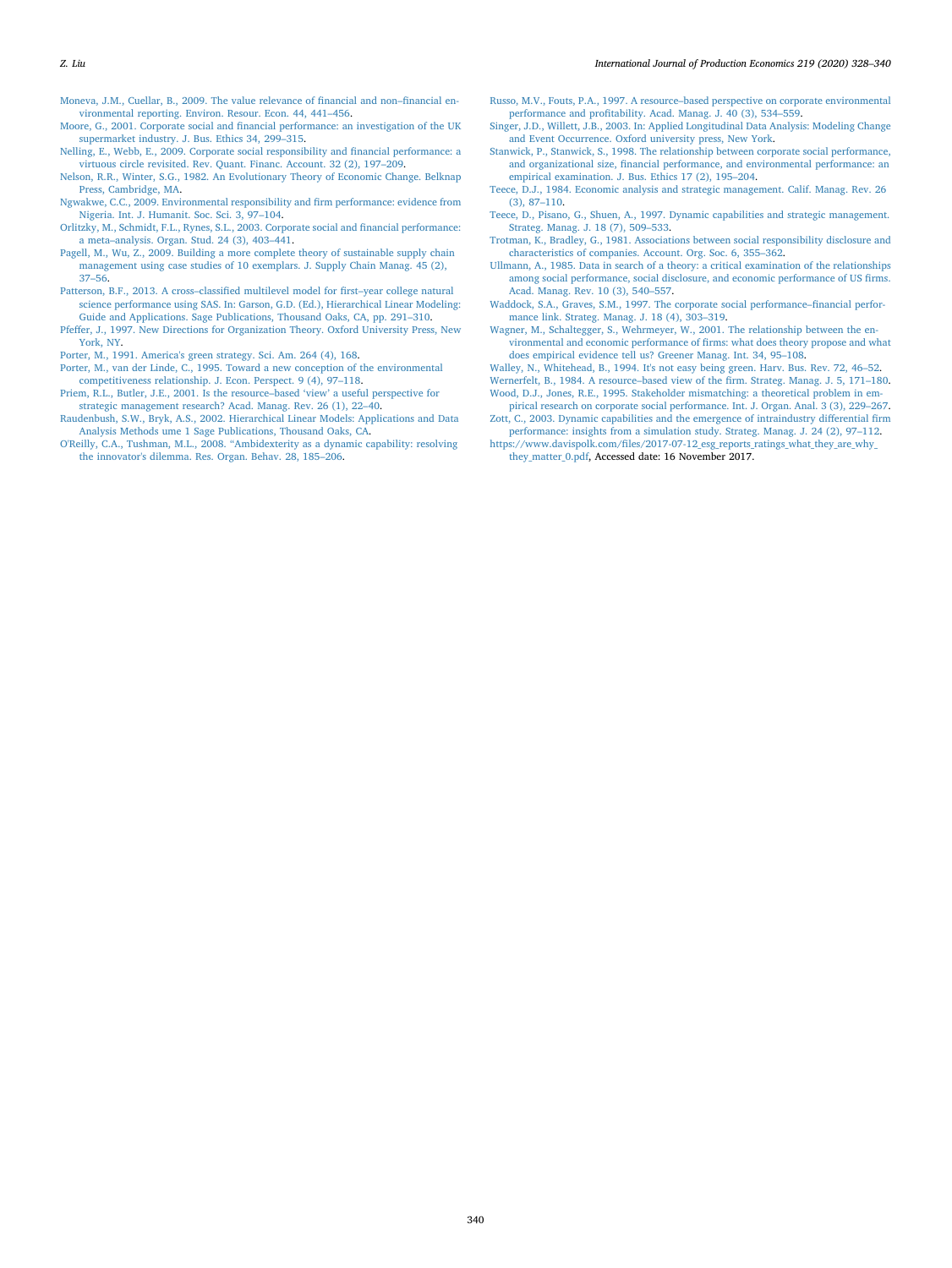Moneva, J.M., Cuellar, B., 2009. The value relevance of financial and non–financial environmental reporting. Environ. Resour. Econ. 44, 441–456.

Moore, G., 2001. Corporate social and financial performance: an investigation of the UK supermarket industry. J. Bus. Ethics 34, 299–315.

Nelling, E., Webb, E., 2009. Corporate social responsibility and financial performance: a virtuous circle revisited. Rev. Quant. Financ. Account. 32 (2), 197–209.

Nelson, R.R., Winter, S.G., 1982. An Evolutionary Theory of Economic Change. Belknap Press, Cambridge, MA.

Ngwakwe, C.C., 2009. Environmental responsibility and firm performance: evidence from Nigeria. Int. J. Humanit. Soc. Sci. 3, 97–104.

Orlitzky, M., Schmidt, F.L., Rynes, S.L., 2003. Corporate social and financial performance: a meta–analysis. Organ. Stud. 24 (3), 403–441.

Pagell, M., Wu, Z., 2009. Building a more complete theory of sustainable supply chain management using case studies of 10 exemplars. J. Supply Chain Manag. 45 (2), 37–56.

Patterson, B.F., 2013. A cross–classified multilevel model for first–year college natural science performance using SAS. In: Garson, G.D. (Ed.), Hierarchical Linear Modeling: Guide and Applications. Sage Publications, Thousand Oaks, CA, pp. 291–310.

Pfeffer, J., 1997. New Directions for Organization Theory. Oxford University Press, New York, NY.

Porter, M., 1991. America's green strategy. Sci. Am. 264 (4), 168.

Porter, M., van der Linde, C., 1995. Toward a new conception of the environmental competitiveness relationship. J. Econ. Perspect. 9 (4), 97–118.

Priem, R.L., Butler, J.E., 2001. Is the resource–based 'view' a useful perspective for strategic management research? Acad. Manag. Rev. 26 (1), 22–40.

Raudenbush, S.W., Bryk, A.S., 2002. Hierarchical Linear Models: Applications and Data Analysis Methods ume 1 Sage Publications, Thousand Oaks, CA.

O'Reilly, C.A., Tushman, M.L., 2008. "Ambidexterity as a dynamic capability: resolving the innovator's dilemma. Res. Organ. Behav. 28, 185–206.

Russo, M.V., Fouts, P.A., 1997. A resource–based perspective on corporate environmental performance and profitability. Acad. Manag. J. 40 (3), 534–559.

Singer, J.D., Willett, J.B., 2003. In: Applied Longitudinal Data Analysis: Modeling Change and Event Occurrence. Oxford university press, New York.

Stanwick, P., Stanwick, S., 1998. The relationship between corporate social performance, and organizational size, financial performance, and environmental performance: an empirical examination. J. Bus. Ethics 17 (2), 195–204.

Teece, D.J., 1984. Economic analysis and strategic management. Calif. Manag. Rev. 26 (3), 87–110.

Teece, D., Pisano, G., Shuen, A., 1997. Dynamic capabilities and strategic management. Strateg. Manag. J. 18 (7), 509–533.

Trotman, K., Bradley, G., 1981. Associations between social responsibility disclosure and characteristics of companies. Account. Org. Soc. 6, 355–362.

Ullmann, A., 1985. Data in search of a theory: a critical examination of the relationships among social performance, social disclosure, and economic performance of US firms. Acad. Manag. Rev. 10 (3), 540–557.

Waddock, S.A., Graves, S.M., 1997. The corporate social performance–financial performance link. Strateg. Manag. J. 18 (4), 303–319.

Wagner, M., Schaltegger, S., Wehrmeyer, W., 2001. The relationship between the environmental and economic performance of firms: what does theory propose and what does empirical evidence tell us? Greener Manag. Int. 34, 95–108.

Walley, N., Whitehead, B., 1994. It's not easy being green. Harv. Bus. Rev. 72, 46–52.

Wernerfelt, B., 1984. A resource–based view of the firm. Strateg. Manag. J. 5, 171–180.

Wood, D.J., Jones, R.E., 1995. Stakeholder mismatching: a theoretical problem in empirical research on corporate social performance. Int. J. Organ. Anal. 3 (3), 229–267.

Zott, C., 2003. Dynamic capabilities and the emergence of intraindustry differential firm performance: insights from a simulation study. Strateg. Manag. J. 24 (2), 97–112.

https://www.davispolk.com/files/2017-07-12_esg_reports_ratings_what_they_are_why_they_matter_0.pdf, Accessed date: 16 November 2017.